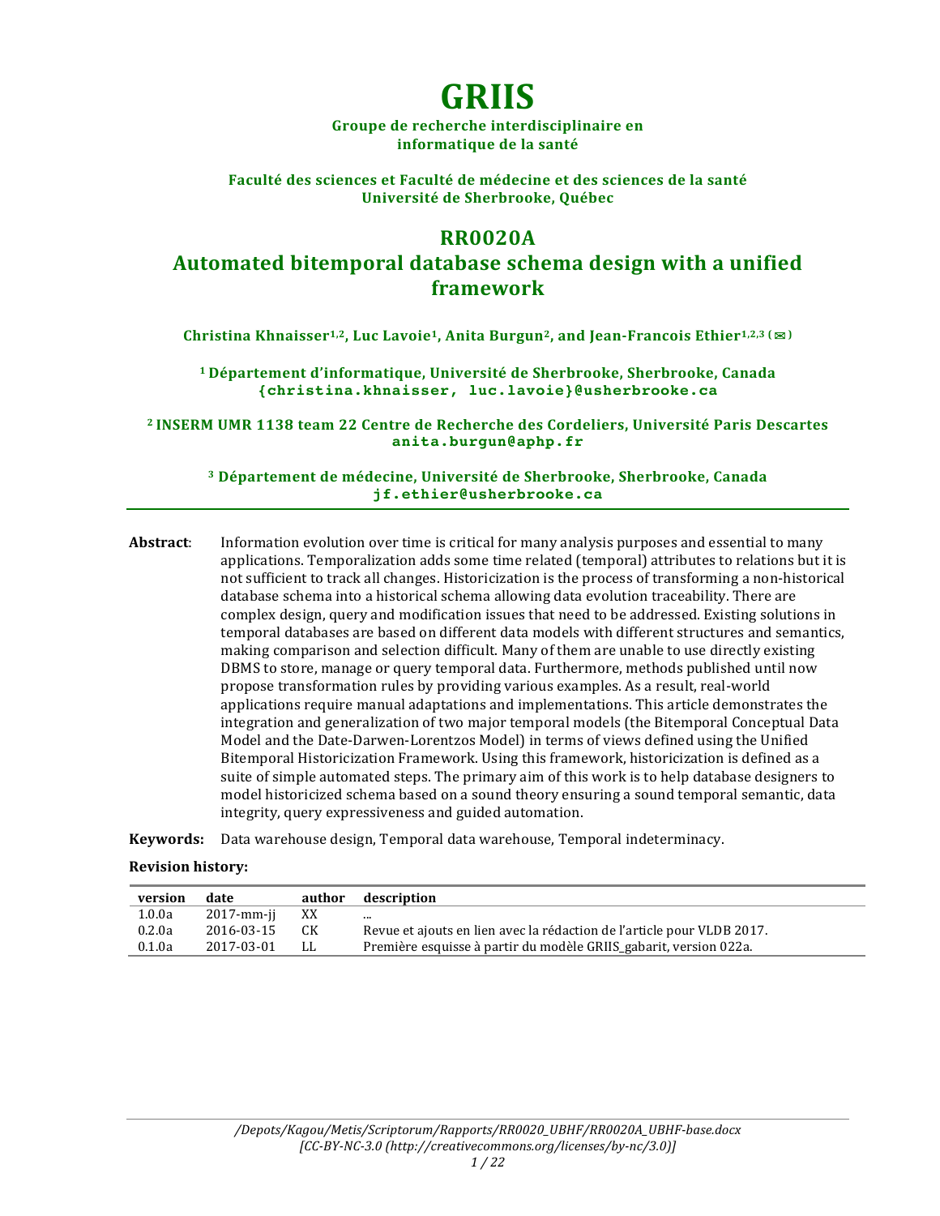# GRIIS

**Groupe de recherche interdisciplinaire en informatique de la santé**

**Faculté des sciences et Faculté de médecine et des sciences de la santé**
**Université de Sherbrooke, Québec**

## RR0020A
## Automated bitemporal database schema design with a unified framework

**Christina Khnaisser[1,2], Luc Lavoie[1], Anita Burgun[2], and Jean-Francois Ethier[1,2,3] (✉)**

**[1] Département d'informatique, Université de Sherbrooke, Sherbrooke, Canada**
**{christina.khnaisser, luc.lavoie}@usherbrooke.ca**

**[2] INSERM UMR 1138 team 22 Centre de Recherche des Cordeliers, Université Paris Descartes**
**anita.burgun@aphp.fr**

**[3] Département de médecine, Université de Sherbrooke, Sherbrooke, Canada**
**jf.ethier@usherbrooke.ca**

---

**Abstract**: Information evolution over time is critical for many analysis purposes and essential to many applications. Temporalization adds some time related (temporal) attributes to relations but it is not sufficient to track all changes. Historicization is the process of transforming a non-historical database schema into a historical schema allowing data evolution traceability. There are complex design, query and modification issues that need to be addressed. Existing solutions in temporal databases are based on different data models with different structures and semantics, making comparison and selection difficult. Many of them are unable to use directly existing DBMS to store, manage or query temporal data. Furthermore, methods published until now propose transformation rules by providing various examples. As a result, real-world applications require manual adaptations and implementations. This article demonstrates the integration and generalization of two major temporal models (the Bitemporal Conceptual Data Model and the Date-Darwen-Lorentzos Model) in terms of views defined using the Unified Bitemporal Historicization Framework. Using this framework, historicization is defined as a suite of simple automated steps. The primary aim of this work is to help database designers to model historicized schema based on a sound theory ensuring a sound temporal semantic, data integrity, query expressiveness and guided automation.

**Keywords:** Data warehouse design, Temporal data warehouse, Temporal indeterminacy.

**Revision history:**

| version | date | author | description |
|---|---|---|---|
| 1.0.0a | 2017-mm-jj | XX | ... |
| 0.2.0a | 2016-03-15 | CK | Revue et ajouts en lien avec la rédaction de l'article pour VLDB 2017. |
| 0.1.0a | 2017-03-01 | LL | Première esquisse à partir du modèle GRIIS_gabarit, version 022a. |

*/Depots/Kagou/Metis/Scriptorum/Rapports/RR0020_UBHF/RR0020A_UBHF-base.docx*
*[CC-BY-NC-3.0 (http://creativecommons.org/licenses/by-nc/3.0)]*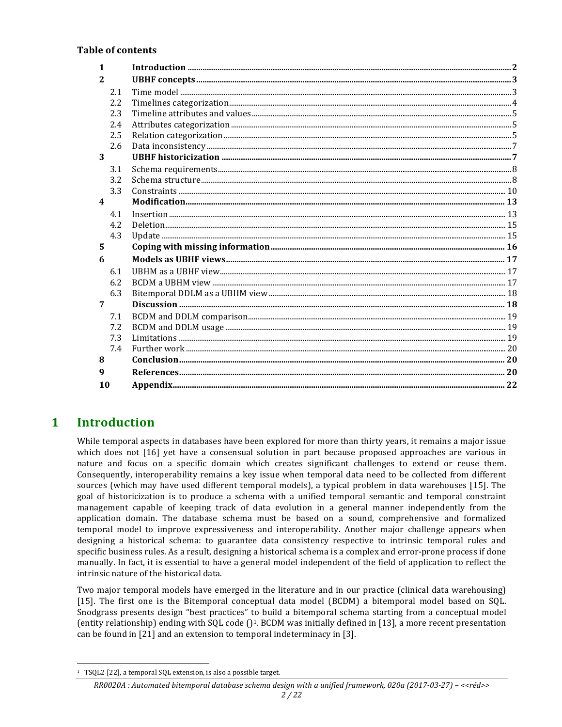**Table of contents**

| | | |
|---|---|---|
| **1** | **Introduction** | **2** |
| **2** | **UBHF concepts** | **3** |
| 2.1 | Time model | 3 |
| 2.2 | Timelines categorization | 4 |
| 2.3 | Timeline attributes and values | 5 |
| 2.4 | Attributes categorization | 5 |
| 2.5 | Relation categorization | 5 |
| 2.6 | Data inconsistency | 7 |
| **3** | **UBHF historicization** | **7** |
| 3.1 | Schema requirements | 8 |
| 3.2 | Schema structure | 8 |
| 3.3 | Constraints | 10 |
| **4** | **Modification** | **13** |
| 4.1 | Insertion | 13 |
| 4.2 | Deletion | 15 |
| 4.3 | Update | 15 |
| **5** | **Coping with missing information** | **16** |
| **6** | **Models as UBHF views** | **17** |
| 6.1 | UBHM as a UBHF view | 17 |
| 6.2 | BCDM a UBHM view | 17 |
| 6.3 | Bitemporal DDLM as a UBHM view | 18 |
| **7** | **Discussion** | **18** |
| 7.1 | BCDM and DDLM comparison | 19 |
| 7.2 | BCDM and DDLM usage | 19 |
| 7.3 | Limitations | 19 |
| 7.4 | Further work | 20 |
| **8** | **Conclusion** | **20** |
| **9** | **References** | **20** |
| **10** | **Appendix** | **22** |

# 1 Introduction

While temporal aspects in databases have been explored for more than thirty years, it remains a major issue which does not [16] yet have a consensual solution in part because proposed approaches are various in nature and focus on a specific domain which creates significant challenges to extend or reuse them. Consequently, interoperability remains a key issue when temporal data need to be collected from different sources (which may have used different temporal models), a typical problem in data warehouses [15]. The goal of historicization is to produce a schema with a unified temporal semantic and temporal constraint management capable of keeping track of data evolution in a general manner independently from the application domain. The database schema must be based on a sound, comprehensive and formalized temporal model to improve expressiveness and interoperability. Another major challenge appears when designing a historical schema: to guarantee data consistency respective to intrinsic temporal rules and specific business rules. As a result, designing a historical schema is a complex and error-prone process if done manually. In fact, it is essential to have a general model independent of the field of application to reflect the intrinsic nature of the historical data.

Two major temporal models have emerged in the literature and in our practice (clinical data warehousing) [15]. The first one is the Bitemporal conceptual data model (BCDM) a bitemporal model based on SQL. Snodgrass presents design "best practices" to build a bitemporal schema starting from a conceptual model (entity relationship) ending with SQL code ()[1]. BCDM was initially defined in [13], a more recent presentation can be found in [21] and an extension to temporal indeterminacy in [3].

[1] TSQL2 [22], a temporal SQL extension, is also a possible target.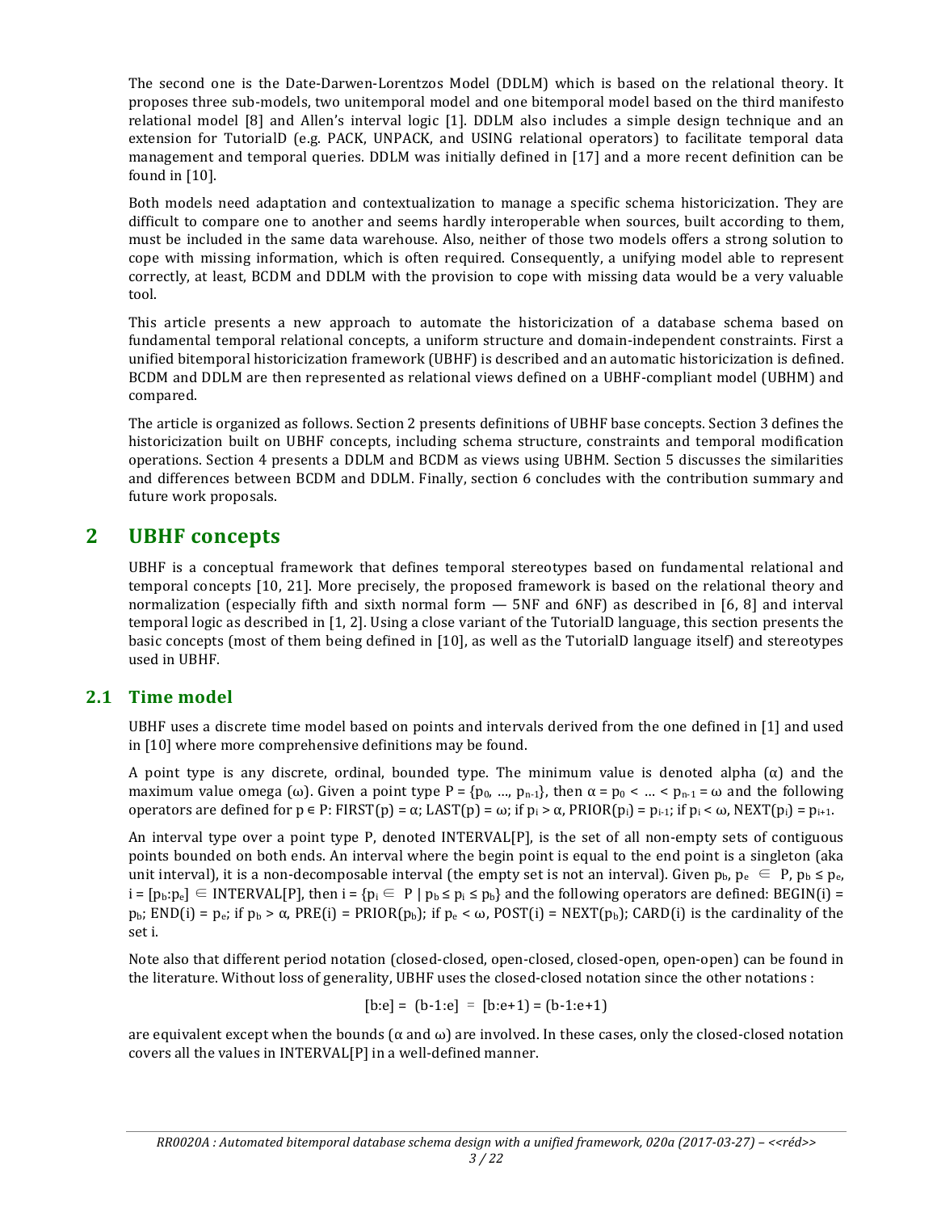The second one is the Date-Darwen-Lorentzos Model (DDLM) which is based on the relational theory. It proposes three sub-models, two unitemporal model and one bitemporal model based on the third manifesto relational model [8] and Allen's interval logic [1]. DDLM also includes a simple design technique and an extension for TutorialD (e.g. PACK, UNPACK, and USING relational operators) to facilitate temporal data management and temporal queries. DDLM was initially defined in [17] and a more recent definition can be found in [10].

Both models need adaptation and contextualization to manage a specific schema historicization. They are difficult to compare one to another and seems hardly interoperable when sources, built according to them, must be included in the same data warehouse. Also, neither of those two models offers a strong solution to cope with missing information, which is often required. Consequently, a unifying model able to represent correctly, at least, BCDM and DDLM with the provision to cope with missing data would be a very valuable tool.

This article presents a new approach to automate the historicization of a database schema based on fundamental temporal relational concepts, a uniform structure and domain-independent constraints. First a unified bitemporal historicization framework (UBHF) is described and an automatic historicization is defined. BCDM and DDLM are then represented as relational views defined on a UBHF-compliant model (UBHM) and compared.

The article is organized as follows. Section 2 presents definitions of UBHF base concepts. Section 3 defines the historicization built on UBHF concepts, including schema structure, constraints and temporal modification operations. Section 4 presents a DDLM and BCDM as views using UBHM. Section 5 discusses the similarities and differences between BCDM and DDLM. Finally, section 6 concludes with the contribution summary and future work proposals.

# 2 UBHF concepts

UBHF is a conceptual framework that defines temporal stereotypes based on fundamental relational and temporal concepts [10, 21]. More precisely, the proposed framework is based on the relational theory and normalization (especially fifth and sixth normal form — 5NF and 6NF) as described in [6, 8] and interval temporal logic as described in [1, 2]. Using a close variant of the TutorialD language, this section presents the basic concepts (most of them being defined in [10], as well as the TutorialD language itself) and stereotypes used in UBHF.

## 2.1 Time model

UBHF uses a discrete time model based on points and intervals derived from the one defined in [1] and used in [10] where more comprehensive definitions may be found.

A point type is any discrete, ordinal, bounded type. The minimum value is denoted alpha ($\alpha$) and the maximum value omega ($\omega$). Given a point type $P = \{p_0, \ldots, p_{n-1}\}$, then $\alpha = p_0 < \ldots < p_{n-1} = \omega$ and the following operators are defined for $p \in P$: $\text{FIRST}(p) = \alpha$; $\text{LAST}(p) = \omega$; if $p_i > \alpha$, $\text{PRIOR}(p_i) = p_{i-1}$; if $p_i < \omega$, $\text{NEXT}(p_i) = p_{i+1}$.

An interval type over a point type P, denoted INTERVAL[P], is the set of all non-empty sets of contiguous points bounded on both ends. An interval where the begin point is equal to the end point is a singleton (aka unit interval), it is a non-decomposable interval (the empty set is not an interval). Given $p_b, p_e \in P$, $p_b \leq p_e$, $i = [p_b:p_e] \in \text{INTERVAL}[P]$, then $i = \{p_i \in P \mid p_b \leq p_i \leq p_b\}$ and the following operators are defined: $\text{BEGIN}(i) = p_b$; $\text{END}(i) = p_e$; if $p_b > \alpha$, $\text{PRE}(i) = \text{PRIOR}(p_b)$; if $p_e < \omega$, $\text{POST}(i) = \text{NEXT}(p_b)$; CARD(i) is the cardinality of the set i.

Note also that different period notation (closed-closed, open-closed, closed-open, open-open) can be found in the literature. Without loss of generality, UBHF uses the closed-closed notation since the other notations :

$$[b:e] = (b\text{-}1:e] = [b:e\text{+}1) = (b\text{-}1:e\text{+}1)$$

are equivalent except when the bounds ($\alpha$ and $\omega$) are involved. In these cases, only the closed-closed notation covers all the values in INTERVAL[P] in a well-defined manner.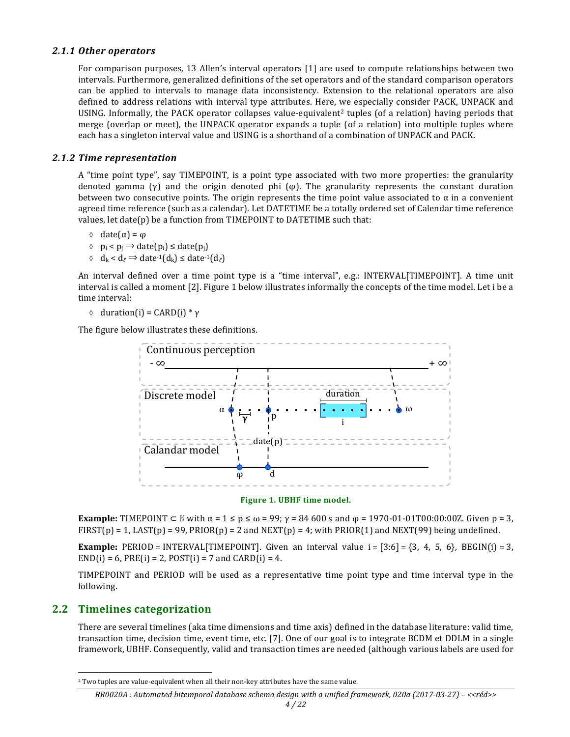### 2.1.1 Other operators

For comparison purposes, 13 Allen's interval operators [1] are used to compute relationships between two intervals. Furthermore, generalized definitions of the set operators and of the standard comparison operators can be applied to intervals to manage data inconsistency. Extension to the relational operators are also defined to address relations with interval type attributes. Here, we especially consider PACK, UNPACK and USING. Informally, the PACK operator collapses value-equivalent[2] tuples (of a relation) having periods that merge (overlap or meet), the UNPACK operator expands a tuple (of a relation) into multiple tuples where each has a singleton interval value and USING is a shorthand of a combination of UNPACK and PACK.

### 2.1.2 Time representation

A "time point type", say TIMEPOINT, is a point type associated with two more properties: the granularity denoted gamma ($\gamma$) and the origin denoted phi ($\varphi$). The granularity represents the constant duration between two consecutive points. The origin represents the time point value associated to $\alpha$ in a convenient agreed time reference (such as a calendar). Let DATETIME be a totally ordered set of Calendar time reference values, let date(p) be a function from TIMEPOINT to DATETIME such that:

- ◊ $\text{date}(\alpha) = \varphi$
- ◊ $p_i < p_j \Rightarrow \text{date}(p_i) \leq \text{date}(p_j)$
- ◊ $d_k < d_\ell \Rightarrow \text{date}^{-1}(d_k) \leq \text{date}^{-1}(d_\ell)$

An interval defined over a time point type is a "time interval", e.g.: INTERVAL[TIMEPOINT]. A time unit interval is called a moment [2]. Figure 1 below illustrates informally the concepts of the time model. Let i be a time interval:

- ◊ $\text{duration}(i) = \text{CARD}(i) * \gamma$

The figure below illustrates these definitions.

Figure 1. UBHF time model.

**Example:** TIMEPOINT $\subset \mathbb{N}$ with $\alpha = 1 \leq p \leq \omega = 99$; $\gamma = 84\,600$ s and $\varphi$ = 1970-01-01T00:00:00Z. Given p = 3, FIRST(p) = 1, LAST(p) = 99, PRIOR(p) = 2 and NEXT(p) = 4; with PRIOR(1) and NEXT(99) being undefined.

**Example:** PERIOD = INTERVAL[TIMEPOINT]. Given an interval value i = [3:6] = {3, 4, 5, 6}, BEGIN(i) = 3, END(i) = 6, PRE(i) = 2, POST(i) = 7 and CARD(i) = 4.

TIMPEPOINT and PERIOD will be used as a representative time point type and time interval type in the following.

## 2.2 Timelines categorization

There are several timelines (aka time dimensions and time axis) defined in the database literature: valid time, transaction time, decision time, event time, etc. [7]. One of our goal is to integrate BCDM et DDLM in a single framework, UBHF. Consequently, valid and transaction times are needed (although various labels are used for

---

[2] Two tuples are value-equivalent when all their non-key attributes have the same value.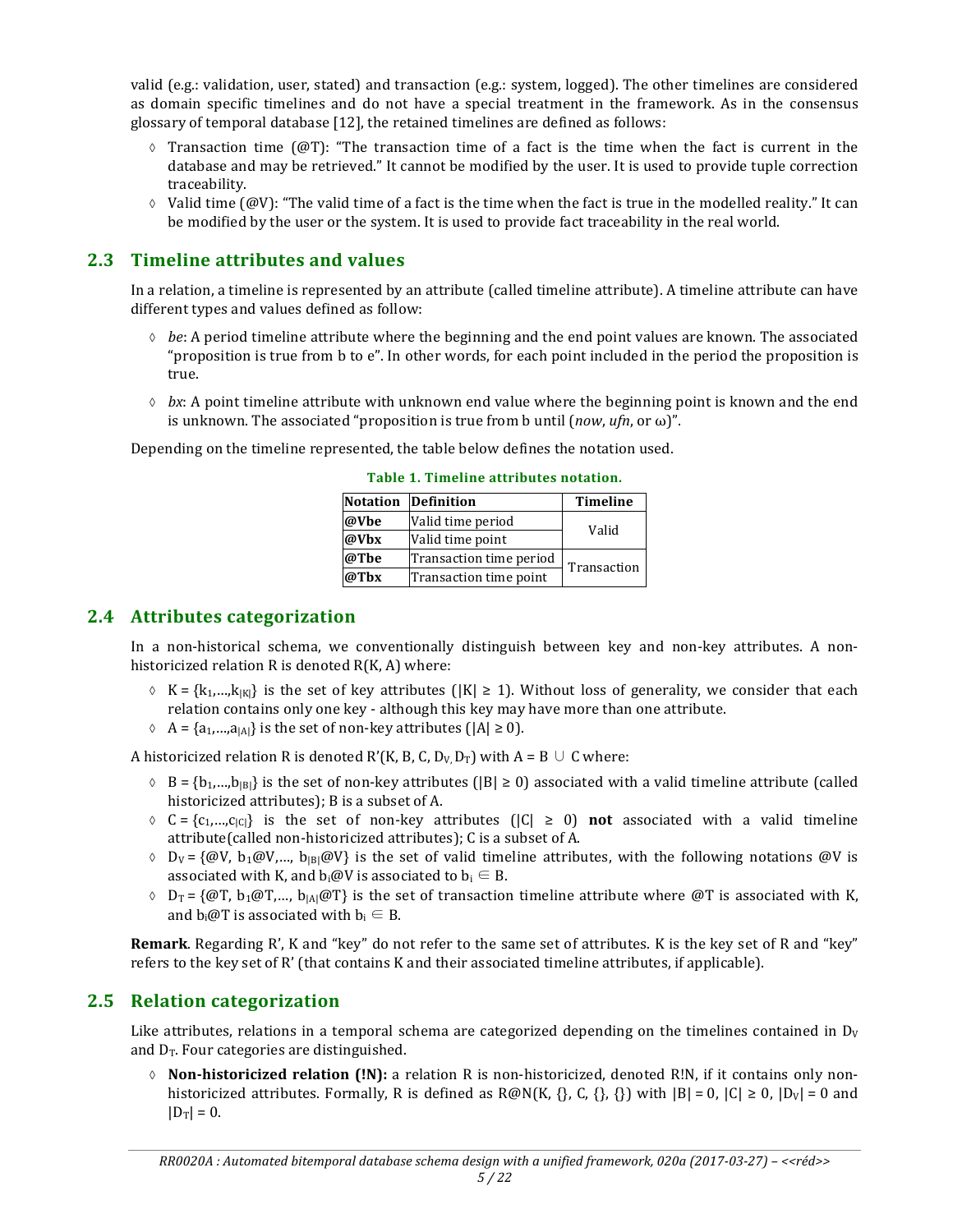valid (e.g.: validation, user, stated) and transaction (e.g.: system, logged). The other timelines are considered as domain specific timelines and do not have a special treatment in the framework. As in the consensus glossary of temporal database [12], the retained timelines are defined as follows:

- Transaction time (@T): "The transaction time of a fact is the time when the fact is current in the database and may be retrieved." It cannot be modified by the user. It is used to provide tuple correction traceability.
- Valid time (@V): "The valid time of a fact is the time when the fact is true in the modelled reality." It can be modified by the user or the system. It is used to provide fact traceability in the real world.

## 2.3 Timeline attributes and values

In a relation, a timeline is represented by an attribute (called timeline attribute). A timeline attribute can have different types and values defined as follow:

- *be*: A period timeline attribute where the beginning and the end point values are known. The associated "proposition is true from b to e". In other words, for each point included in the period the proposition is true.
- *bx*: A point timeline attribute with unknown end value where the beginning point is known and the end is unknown. The associated "proposition is true from b until (*now*, *ufn*, or ω)".

Depending on the timeline represented, the table below defines the notation used.

**Table 1. Timeline attributes notation.**

| Notation | Definition | Timeline |
|---|---|---|
| **@Vbe** | Valid time period | Valid |
| **@Vbx** | Valid time point | |
| **@Tbe** | Transaction time period | Transaction |
| **@Tbx** | Transaction time point | |

## 2.4 Attributes categorization

In a non-historical schema, we conventionally distinguish between key and non-key attributes. A non-historicized relation R is denoted R(K, A) where:

- $K = \{k_1,\dots,k_{|K|}\}$ is the set of key attributes ($|K| \geq 1$). Without loss of generality, we consider that each relation contains only one key - although this key may have more than one attribute.
- $A = \{a_1,\dots,a_{|A|}\}$ is the set of non-key attributes ($|A| \geq 0$).

A historicized relation R is denoted $R'(K, B, C, D_V, D_T)$ with $A = B \cup C$ where:

- $B = \{b_1,\dots,b_{|B|}\}$ is the set of non-key attributes ($|B| \geq 0$) associated with a valid timeline attribute (called historicized attributes); B is a subset of A.
- $C = \{c_1,\dots,c_{|C|}\}$ is the set of non-key attributes ($|C| \geq 0$) **not** associated with a valid timeline attribute(called non-historicized attributes); C is a subset of A.
- $D_V = \{@V, b_1@V,\dots, b_{|B|}@V\}$ is the set of valid timeline attributes, with the following notations @V is associated with K, and $b_i@V$ is associated to $b_i \in B$.
- $D_T = \{@T, b_1@T,\dots, b_{|A|}@T\}$ is the set of transaction timeline attribute where @T is associated with K, and $b_i@T$ is associated with $b_i \in B$.

**Remark**. Regarding R', K and "key" do not refer to the same set of attributes. K is the key set of R and "key" refers to the key set of R' (that contains K and their associated timeline attributes, if applicable).

## 2.5 Relation categorization

Like attributes, relations in a temporal schema are categorized depending on the timelines contained in $D_V$ and $D_T$. Four categories are distinguished.

- **Non-historicized relation (!N):** a relation R is non-historicized, denoted R!N, if it contains only non-historicized attributes. Formally, R is defined as R@N(K, {}, C, {}, {}) with $|B| = 0$, $|C| \geq 0$, $|D_V| = 0$ and $|D_T| = 0$.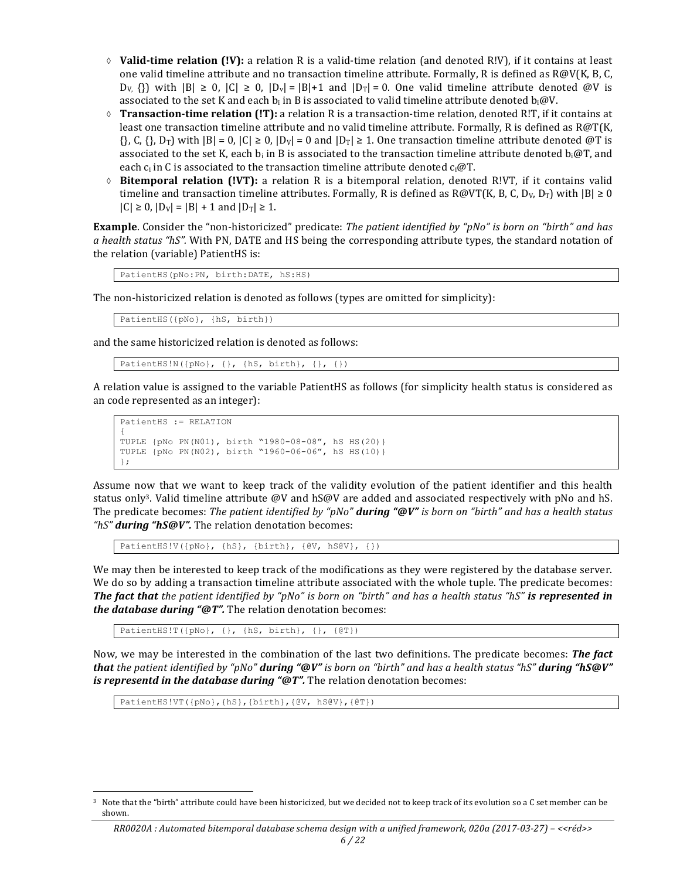- **Valid-time relation (!V):** a relation R is a valid-time relation (and denoted R!V), if it contains at least one valid timeline attribute and no transaction timeline attribute. Formally, R is defined as R@V(K, B, C, $D_V$, {}) with $|B| \geq 0$, $|C| \geq 0$, $|D_V| = |B|+1$ and $|D_T| = 0$. One valid timeline attribute denoted @V is associated to the set K and each $b_i$ in B is associated to valid timeline attribute denoted $b_i$@V.
- **Transaction-time relation (!T):** a relation R is a transaction-time relation, denoted R!T, if it contains at least one transaction timeline attribute and no valid timeline attribute. Formally, R is defined as R@T(K, {}, C, {}, $D_T$) with $|B| = 0$, $|C| \geq 0$, $|D_V| = 0$ and $|D_T| \geq 1$. One transaction timeline attribute denoted @T is associated to the set K, each $b_i$ in B is associated to the transaction timeline attribute denoted $b_i$@T, and each $c_i$ in C is associated to the transaction timeline attribute denoted $c_i$@T.
- **Bitemporal relation (!VT):** a relation R is a bitemporal relation, denoted R!VT, if it contains valid timeline and transaction timeline attributes. Formally, R is defined as R@VT(K, B, C, $D_V$, $D_T$) with $|B| \geq 0$ $|C| \geq 0$, $|D_V| = |B| + 1$ and $|D_T| \geq 1$.

**Example**. Consider the "non-historicized" predicate: *The patient identified by "pNo" is born on "birth" and has a health status "hS".* With PN, DATE and HS being the corresponding attribute types, the standard notation of the relation (variable) PatientHS is:

```
PatientHS(pNo:PN, birth:DATE, hS:HS)
```

The non-historicized relation is denoted as follows (types are omitted for simplicity):

```
PatientHS({pNo}, {hS, birth})
```

and the same historicized relation is denoted as follows:

```
PatientHS!N({pNo}, {}, {hS, birth}, {}, {})
```

A relation value is assigned to the variable PatientHS as follows (for simplicity health status is considered as an code represented as an integer):

```
PatientHS := RELATION
{
TUPLE {pNo PN(N01), birth "1980-08-08", hS HS(20)}
TUPLE {pNo PN(N02), birth "1960-06-06", hS HS(10)}
};
```

Assume now that we want to keep track of the validity evolution of the patient identifier and this health status only[3]. Valid timeline attribute @V and hS@V are added and associated respectively with pNo and hS. The predicate becomes: *The patient identified by "pNo"* ***during "@V"*** *is born on "birth" and has a health status "hS"* ***during "hS@V".*** The relation denotation becomes:

```
PatientHS!V({pNo}, {hS}, {birth}, {@V, hS@V}, {})
```

We may then be interested to keep track of the modifications as they were registered by the database server. We do so by adding a transaction timeline attribute associated with the whole tuple. The predicate becomes: ***The fact that*** *the patient identified by "pNo" is born on "birth" and has a health status "hS"* ***is represented in the database during "@T".*** The relation denotation becomes:

```
PatientHS!T({pNo}, {}, {hS, birth}, {}, {@T})
```

Now, we may be interested in the combination of the last two definitions. The predicate becomes: ***The fact that*** *the patient identified by "pNo"* ***during "@V"*** *is born on "birth" and has a health status "hS"* ***during "hS@V" is representd in the database during "@T".*** The relation denotation becomes:

```
PatientHS!VT({pNo},{hS},{birth},{@V, hS@V},{@T})
```

[3] Note that the "birth" attribute could have been historicized, but we decided not to keep track of its evolution so a C set member can be shown.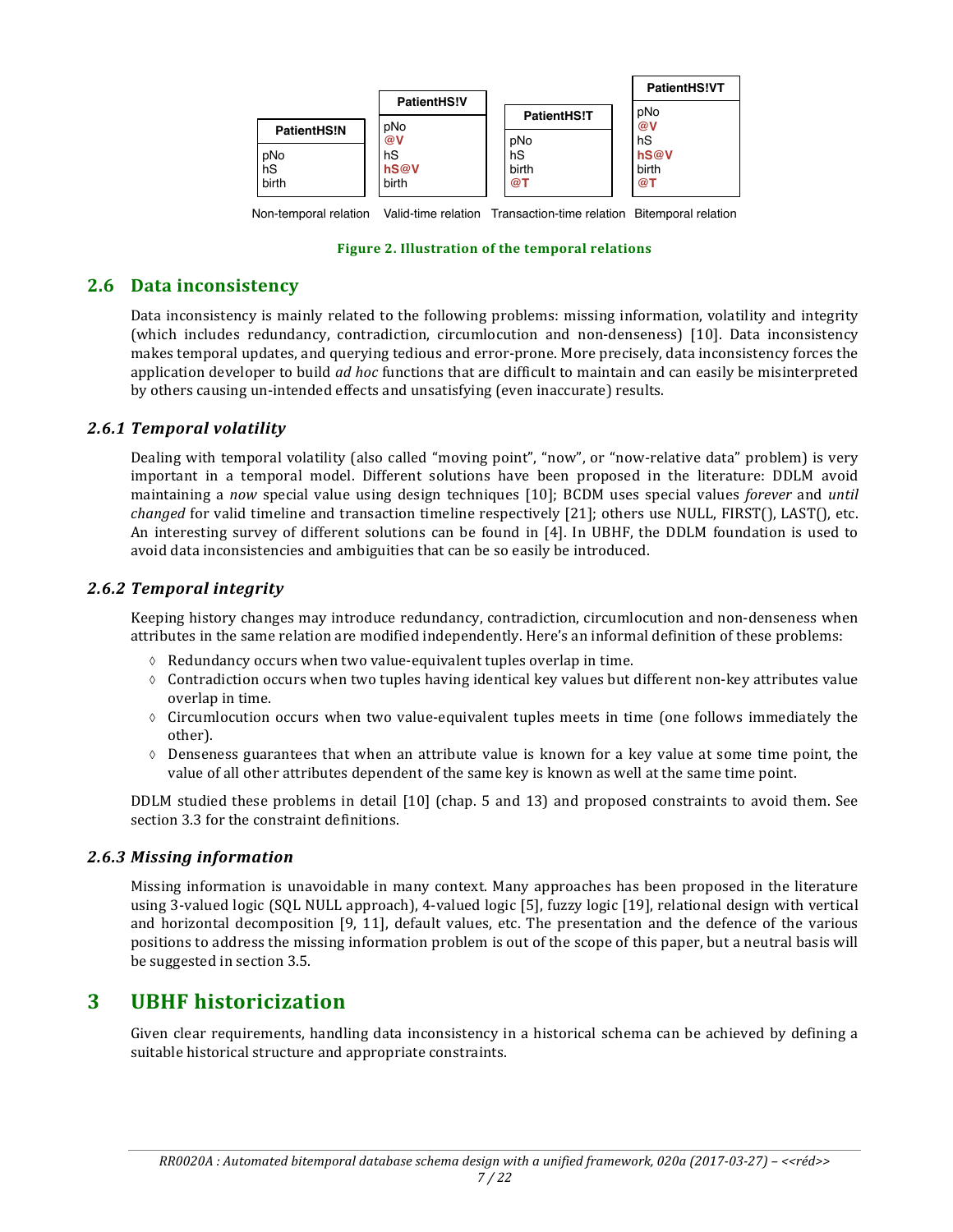| PatientHS!N | PatientHS!V | PatientHS!T | PatientHS!VT |
|---|---|---|---|
| pNo | pNo | pNo | pNo |
| hS | **@V** | hS | **@V** |
| birth | hS | birth | hS |
| | **hS@V** | **@T** | **hS@V** |
| | birth | | birth |
| | | | **@T** |
| Non-temporal relation | Valid-time relation | Transaction-time relation | Bitemporal relation |

**Figure 2. Illustration of the temporal relations**

## 2.6 Data inconsistency

Data inconsistency is mainly related to the following problems: missing information, volatility and integrity (which includes redundancy, contradiction, circumlocution and non-denseness) [10]. Data inconsistency makes temporal updates, and querying tedious and error-prone. More precisely, data inconsistency forces the application developer to build *ad hoc* functions that are difficult to maintain and can easily be misinterpreted by others causing un-intended effects and unsatisfying (even inaccurate) results.

### *2.6.1 Temporal volatility*

Dealing with temporal volatility (also called "moving point", "now", or "now-relative data" problem) is very important in a temporal model. Different solutions have been proposed in the literature: DDLM avoid maintaining a *now* special value using design techniques [10]; BCDM uses special values *forever* and *until changed* for valid timeline and transaction timeline respectively [21]; others use NULL, FIRST(), LAST(), etc. An interesting survey of different solutions can be found in [4]. In UBHF, the DDLM foundation is used to avoid data inconsistencies and ambiguities that can be so easily be introduced.

### *2.6.2 Temporal integrity*

Keeping history changes may introduce redundancy, contradiction, circumlocution and non-denseness when attributes in the same relation are modified independently. Here's an informal definition of these problems:

- Redundancy occurs when two value-equivalent tuples overlap in time.
- Contradiction occurs when two tuples having identical key values but different non-key attributes value overlap in time.
- Circumlocution occurs when two value-equivalent tuples meets in time (one follows immediately the other).
- Denseness guarantees that when an attribute value is known for a key value at some time point, the value of all other attributes dependent of the same key is known as well at the same time point.

DDLM studied these problems in detail [10] (chap. 5 and 13) and proposed constraints to avoid them. See section 3.3 for the constraint definitions.

### *2.6.3 Missing information*

Missing information is unavoidable in many context. Many approaches has been proposed in the literature using 3-valued logic (SQL NULL approach), 4-valued logic [5], fuzzy logic [19], relational design with vertical and horizontal decomposition [9, 11], default values, etc. The presentation and the defence of the various positions to address the missing information problem is out of the scope of this paper, but a neutral basis will be suggested in section 3.5.

# 3 UBHF historicization

Given clear requirements, handling data inconsistency in a historical schema can be achieved by defining a suitable historical structure and appropriate constraints.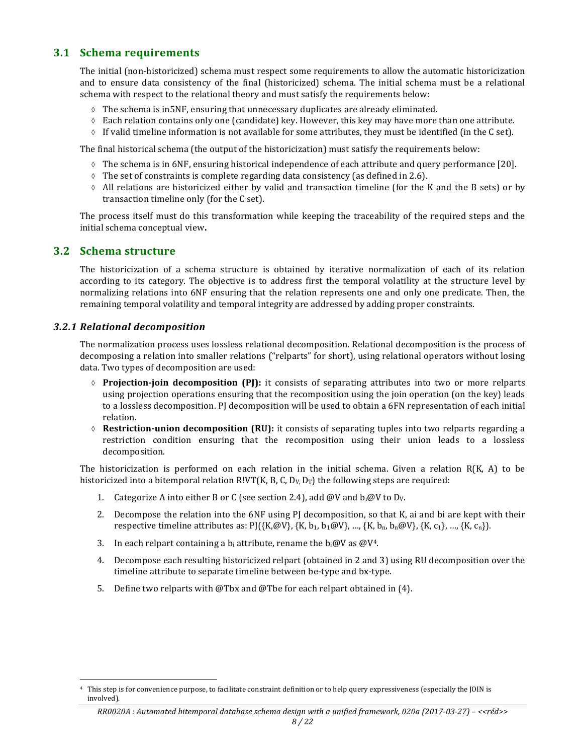## 3.1 Schema requirements

The initial (non-historicized) schema must respect some requirements to allow the automatic historicization and to ensure data consistency of the final (historicized) schema. The initial schema must be a relational schema with respect to the relational theory and must satisfy the requirements below:

- The schema is in5NF, ensuring that unnecessary duplicates are already eliminated.
- Each relation contains only one (candidate) key. However, this key may have more than one attribute.
- If valid timeline information is not available for some attributes, they must be identified (in the C set).

The final historical schema (the output of the historicization) must satisfy the requirements below:

- The schema is in 6NF, ensuring historical independence of each attribute and query performance [20].
- The set of constraints is complete regarding data consistency (as defined in 2.6).
- All relations are historicized either by valid and transaction timeline (for the K and the B sets) or by transaction timeline only (for the C set).

The process itself must do this transformation while keeping the traceability of the required steps and the initial schema conceptual view**.**

## 3.2 Schema structure

The historicization of a schema structure is obtained by iterative normalization of each of its relation according to its category. The objective is to address first the temporal volatility at the structure level by normalizing relations into 6NF ensuring that the relation represents one and only one predicate. Then, the remaining temporal volatility and temporal integrity are addressed by adding proper constraints.

### *3.2.1 Relational decomposition*

The normalization process uses lossless relational decomposition. Relational decomposition is the process of decomposing a relation into smaller relations ("relparts" for short), using relational operators without losing data. Two types of decomposition are used:

- **Projection-join decomposition (PJ):** it consists of separating attributes into two or more relparts using projection operations ensuring that the recomposition using the join operation (on the key) leads to a lossless decomposition. PJ decomposition will be used to obtain a 6FN representation of each initial relation.
- **Restriction-union decomposition (RU):** it consists of separating tuples into two relparts regarding a restriction condition ensuring that the recomposition using their union leads to a lossless decomposition.

The historicization is performed on each relation in the initial schema. Given a relation R(K, A) to be historicized into a bitemporal relation R!VT(K, B, C, $D_V$, $D_T$) the following steps are required:

1. Categorize A into either B or C (see section 2.4), add @V and $b_i$@V to $D_V$.
2. Decompose the relation into the 6NF using PJ decomposition, so that K, ai and bi are kept with their respective timeline attributes as: PJ({K,@V}, {K, $b_1$, $b_1$@V}, …, {K, $b_n$, $b_n$@V}, {K, $c_1$}, …, {K, $c_n$}).
3. In each relpart containing a $b_i$ attribute, rename the $b_i$@V as @V[4].
4. Decompose each resulting historicized relpart (obtained in 2 and 3) using RU decomposition over the timeline attribute to separate timeline between be-type and bx-type.
5. Define two relparts with @Tbx and @Tbe for each relpart obtained in (4).

[4] This step is for convenience purpose, to facilitate constraint definition or to help query expressiveness (especially the JOIN is involved).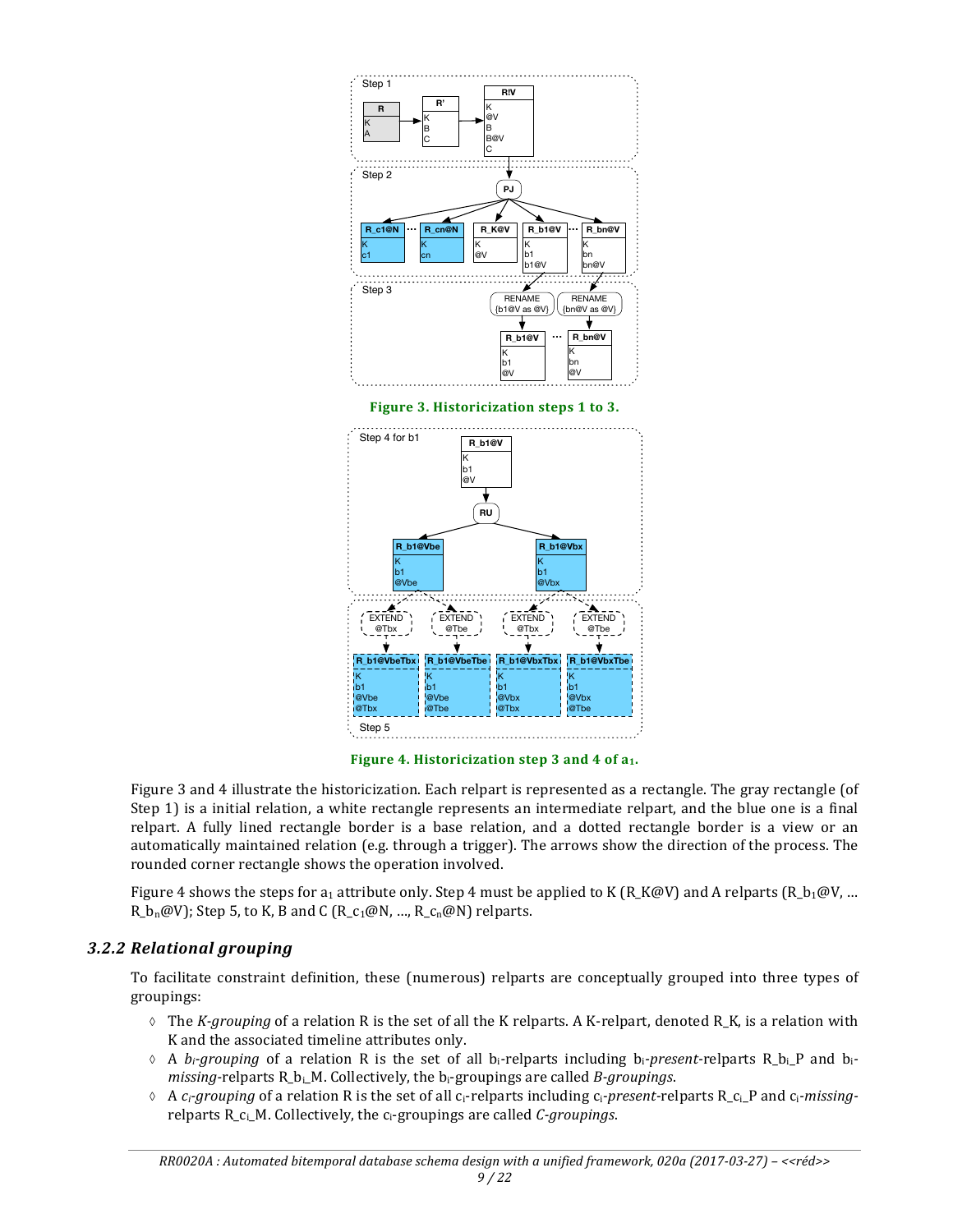**Figure 3. Historicization steps 1 to 3.**

**Figure 4. Historicization step 3 and 4 of $a_1$.**

Figure 3 and 4 illustrate the historicization. Each relpart is represented as a rectangle. The gray rectangle (of Step 1) is a initial relation, a white rectangle represents an intermediate relpart, and the blue one is a final relpart. A fully lined rectangle border is a base relation, and a dotted rectangle border is a view or an automatically maintained relation (e.g. through a trigger). The arrows show the direction of the process. The rounded corner rectangle shows the operation involved.

Figure 4 shows the steps for $a_1$ attribute only. Step 4 must be applied to K (R_K@V) and A relparts (R_$b_1$@V, … R_$b_n$@V); Step 5, to K, B and C (R_$c_1$@N, …, R_$c_n$@N) relparts.

### 3.2.2 Relational grouping

To facilitate constraint definition, these (numerous) relparts are conceptually grouped into three types of groupings:

- The *K-grouping* of a relation R is the set of all the K relparts. A K-relpart, denoted R_K, is a relation with K and the associated timeline attributes only.
- A *$b_i$-grouping* of a relation R is the set of all $b_i$-relparts including $b_i$-*present*-relparts R_$b_i$_P and $b_i$-*missing*-relparts R_$b_i$_M. Collectively, the $b_i$-groupings are called *B-groupings*.
- A *$c_i$-grouping* of a relation R is the set of all $c_i$-relparts including $c_i$-*present*-relparts R_$c_i$_P and $c_i$-*missing*-relparts R_$c_i$_M. Collectively, the $c_i$-groupings are called *C-groupings*.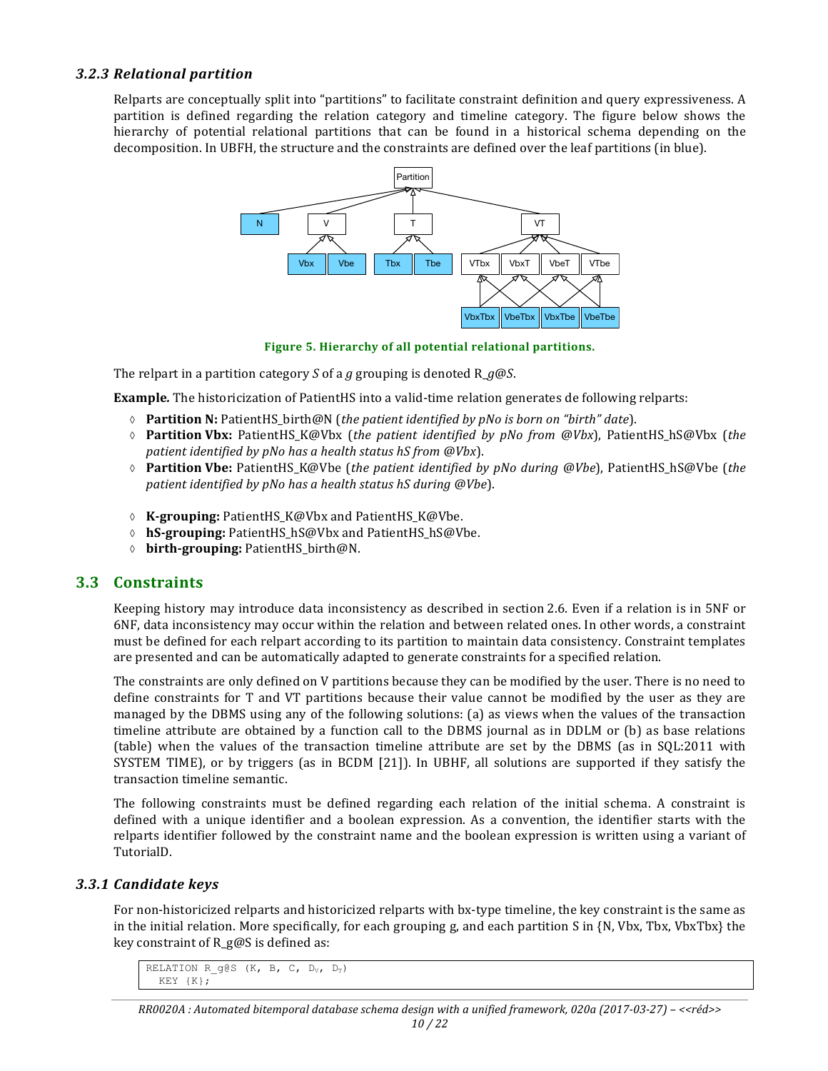### 3.2.3 Relational partition

Relparts are conceptually split into "partitions" to facilitate constraint definition and query expressiveness. A partition is defined regarding the relation category and timeline category. The figure below shows the hierarchy of potential relational partitions that can be found in a historical schema depending on the decomposition. In UBFH, the structure and the constraints are defined over the leaf partitions (in blue).

**Figure 5. Hierarchy of all potential relational partitions.**

The relpart in a partition category *S* of a *g* grouping is denoted R\_*g*@*S*.

**Example.** The historicization of PatientHS into a valid-time relation generates de following relparts:

- **Partition N:** PatientHS_birth@N (*the patient identified by pNo is born on "birth" date*).
- **Partition Vbx:** PatientHS_K@Vbx (*the patient identified by pNo from @Vbx*), PatientHS_hS@Vbx (*the patient identified by pNo has a health status hS from @Vbx*).
- **Partition Vbe:** PatientHS_K@Vbe (*the patient identified by pNo during @Vbe*), PatientHS_hS@Vbe (*the patient identified by pNo has a health status hS during @Vbe*).

- **K-grouping:** PatientHS_K@Vbx and PatientHS_K@Vbe.
- **hS-grouping:** PatientHS_hS@Vbx and PatientHS_hS@Vbe.
- **birth-grouping:** PatientHS_birth@N.

## 3.3 Constraints

Keeping history may introduce data inconsistency as described in section 2.6. Even if a relation is in 5NF or 6NF, data inconsistency may occur within the relation and between related ones. In other words, a constraint must be defined for each relpart according to its partition to maintain data consistency. Constraint templates are presented and can be automatically adapted to generate constraints for a specified relation.

The constraints are only defined on V partitions because they can be modified by the user. There is no need to define constraints for T and VT partitions because their value cannot be modified by the user as they are managed by the DBMS using any of the following solutions: (a) as views when the values of the transaction timeline attribute are obtained by a function call to the DBMS journal as in DDLM or (b) as base relations (table) when the values of the transaction timeline attribute are set by the DBMS (as in SQL:2011 with SYSTEM TIME), or by triggers (as in BCDM [21]). In UBHF, all solutions are supported if they satisfy the transaction timeline semantic.

The following constraints must be defined regarding each relation of the initial schema. A constraint is defined with a unique identifier and a boolean expression. As a convention, the identifier starts with the relparts identifier followed by the constraint name and the boolean expression is written using a variant of TutorialD.

### 3.3.1 Candidate keys

For non-historicized relparts and historicized relparts with bx-type timeline, the key constraint is the same as in the initial relation. More specifically, for each grouping g, and each partition S in {N, Vbx, Tbx, VbxTbx} the key constraint of R_g@S is defined as:

```
RELATION R_g@S (K, B, C, D_V, D_T)
  KEY {K};
```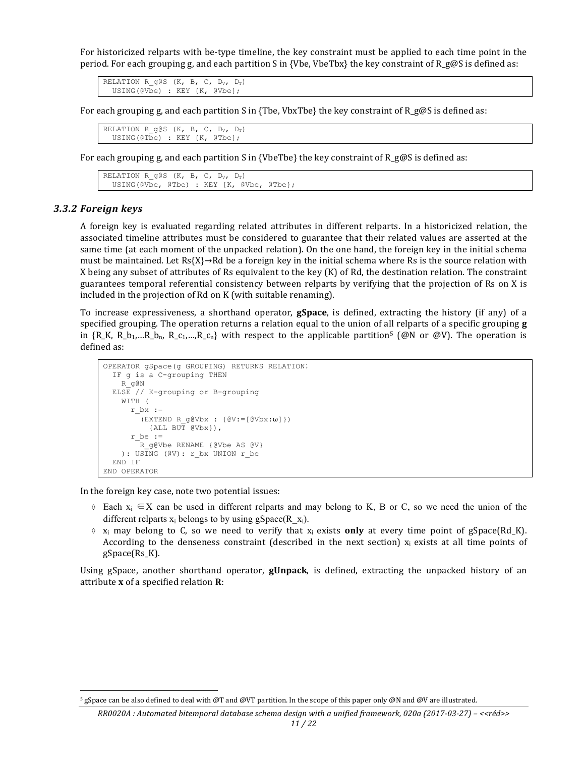For historicized relparts with be-type timeline, the key constraint must be applied to each time point in the period. For each grouping g, and each partition S in {Vbe, VbeTbx} the key constraint of R_g@S is defined as:

```
RELATION R_g@S (K, B, C, DV, DT)
  USING(@Vbe) : KEY {K, @Vbe};
```

For each grouping g, and each partition S in {Tbe, VbxTbe} the key constraint of R_g@S is defined as:

```
RELATION R_g@S (K, B, C, DV, DT)
  USING(@Tbe) : KEY {K, @Tbe};
```

For each grouping g, and each partition S in {VbeTbe} the key constraint of R_g@S is defined as:

```
RELATION R_g@S (K, B, C, DV, DT)
  USING(@Vbe, @Tbe) : KEY {K, @Vbe, @Tbe};
```

### 3.3.2 Foreign keys

A foreign key is evaluated regarding related attributes in different relparts. In a historicized relation, the associated timeline attributes must be considered to guarantee that their related values are asserted at the same time (at each moment of the unpacked relation). On the one hand, the foreign key in the initial schema must be maintained. Let Rs{X}→Rd be a foreign key in the initial schema where Rs is the source relation with X being any subset of attributes of Rs equivalent to the key (K) of Rd, the destination relation. The constraint guarantees temporal referential consistency between relparts by verifying that the projection of Rs on X is included in the projection of Rd on K (with suitable renaming).

To increase expressiveness, a shorthand operator, **gSpace**, is defined, extracting the history (if any) of a specified grouping. The operation returns a relation equal to the union of all relparts of a specific grouping **g** in {R_K, $R\_b_1$,…$R\_b_n$, $R\_c_1$,…,$R\_c_n$} with respect to the applicable partition[5] (@N or @V). The operation is defined as:

```
OPERATOR gSpace(g GROUPING) RETURNS RELATION;
  IF g is a C-grouping THEN
    R_g@N
  ELSE // K-grouping or B-grouping
    WITH (
      r_bx :=
        (EXTEND R_g@Vbx : {@V:=[@Vbx:ω]}
          {ALL BUT @Vbx}),
      r_be :=
        R_g@Vbe RENAME {@Vbe AS @V}
    ): USING (@V): r_bx UNION r_be
  END IF
END OPERATOR
```

In the foreign key case, note two potential issues:

- ◊ Each $x_i \in X$ can be used in different relparts and may belong to K, B or C, so we need the union of the different relparts $x_i$ belongs to by using gSpace($R\_x_i$).
- ◊ $x_i$ may belong to C, so we need to verify that $x_i$ exists **only** at every time point of gSpace(Rd_K). According to the denseness constraint (described in the next section) $x_i$ exists at all time points of gSpace(Rs_K).

Using gSpace, another shorthand operator, **gUnpack**, is defined, extracting the unpacked history of an attribute **x** of a specified relation **R**:

[5] gSpace can be also defined to deal with @T and @VT partition. In the scope of this paper only @N and @V are illustrated.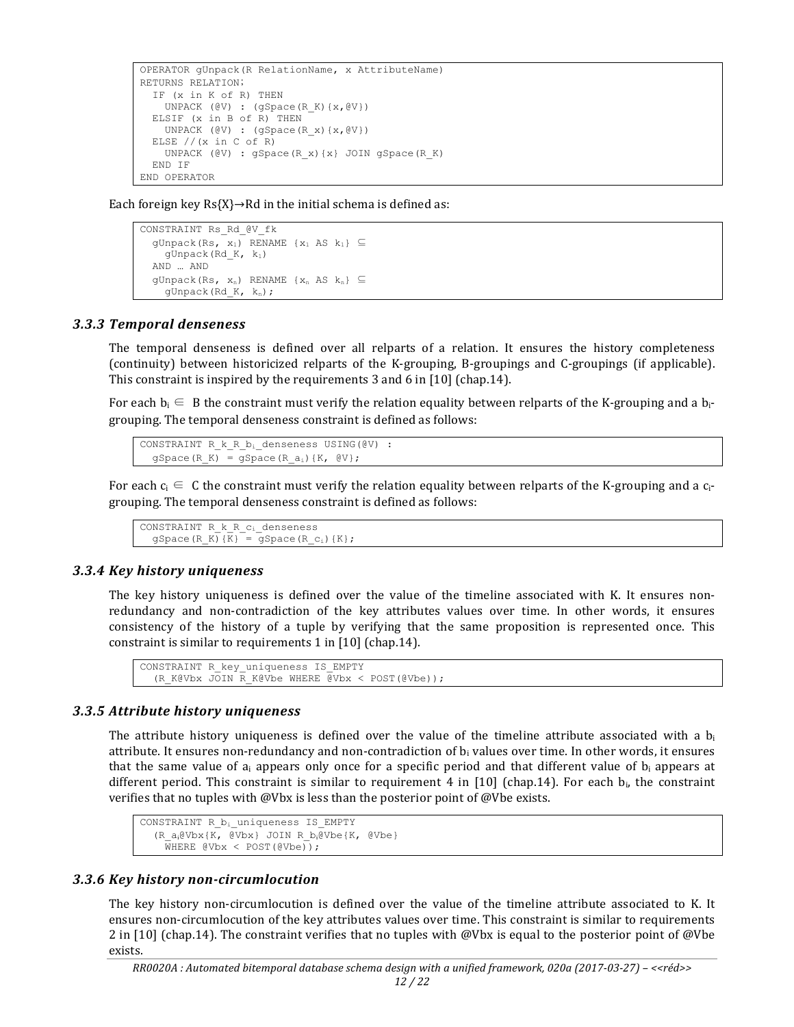```
OPERATOR gUnpack(R RelationName, x AttributeName)
RETURNS RELATION;
  IF (x in K of R) THEN
    UNPACK (@V) : (gSpace(R_K){x,@V})
  ELSIF (x in B of R) THEN
    UNPACK (@V) : (gSpace(R_x){x,@V})
  ELSE //(x in C of R)
    UNPACK (@V) : gSpace(R_x){x} JOIN gSpace(R_K)
  END IF
END OPERATOR
```

Each foreign key Rs{X}→Rd in the initial schema is defined as:

```
CONSTRAINT Rs_Rd_@V_fk
  gUnpack(Rs, x1) RENAME {x1 AS k1} ⊆
    gUnpack(Rd_K, k1)
  AND … AND
  gUnpack(Rs, xn) RENAME {xn AS kn} ⊆
    gUnpack(Rd_K, kn);
```

### 3.3.3 Temporal denseness

The temporal denseness is defined over all relparts of a relation. It ensures the history completeness (continuity) between historicized relparts of the K-grouping, B-groupings and C-groupings (if applicable). This constraint is inspired by the requirements 3 and 6 in [10] (chap.14).

For each $b_i \in$ B the constraint must verify the relation equality between relparts of the K-grouping and a $b_i$-grouping. The temporal denseness constraint is defined as follows:

```
CONSTRAINT R_k_R_bi_denseness USING(@V) :
  gSpace(R_K) = gSpace(R_ai){K, @V};
```

For each $c_i \in$ C the constraint must verify the relation equality between relparts of the K-grouping and a $c_i$-grouping. The temporal denseness constraint is defined as follows:

```
CONSTRAINT R_k_R_ci_denseness
  gSpace(R_K){K} = gSpace(R_ci){K};
```

### 3.3.4 Key history uniqueness

The key history uniqueness is defined over the value of the timeline associated with K. It ensures non-redundancy and non-contradiction of the key attributes values over time. In other words, it ensures consistency of the history of a tuple by verifying that the same proposition is represented once. This constraint is similar to requirements 1 in [10] (chap.14).

```
CONSTRAINT R_key_uniqueness IS_EMPTY
  (R_K@Vbx JOIN R_K@Vbe WHERE @Vbx < POST(@Vbe));
```

### 3.3.5 Attribute history uniqueness

The attribute history uniqueness is defined over the value of the timeline attribute associated with a $b_i$ attribute. It ensures non-redundancy and non-contradiction of $b_i$ values over time. In other words, it ensures that the same value of $a_i$ appears only once for a specific period and that different value of $b_i$ appears at different period. This constraint is similar to requirement 4 in [10] (chap.14). For each $b_i$, the constraint verifies that no tuples with @Vbx is less than the posterior point of @Vbe exists.

```
CONSTRAINT R_bi_uniqueness IS_EMPTY
  (R_ai@Vbx{K, @Vbx} JOIN R_bi@Vbe{K, @Vbe}
    WHERE @Vbx < POST(@Vbe));
```

### 3.3.6 Key history non-circumlocution

The key history non-circumlocution is defined over the value of the timeline attribute associated to K. It ensures non-circumlocution of the key attributes values over time. This constraint is similar to requirements 2 in [10] (chap.14). The constraint verifies that no tuples with @Vbx is equal to the posterior point of @Vbe exists.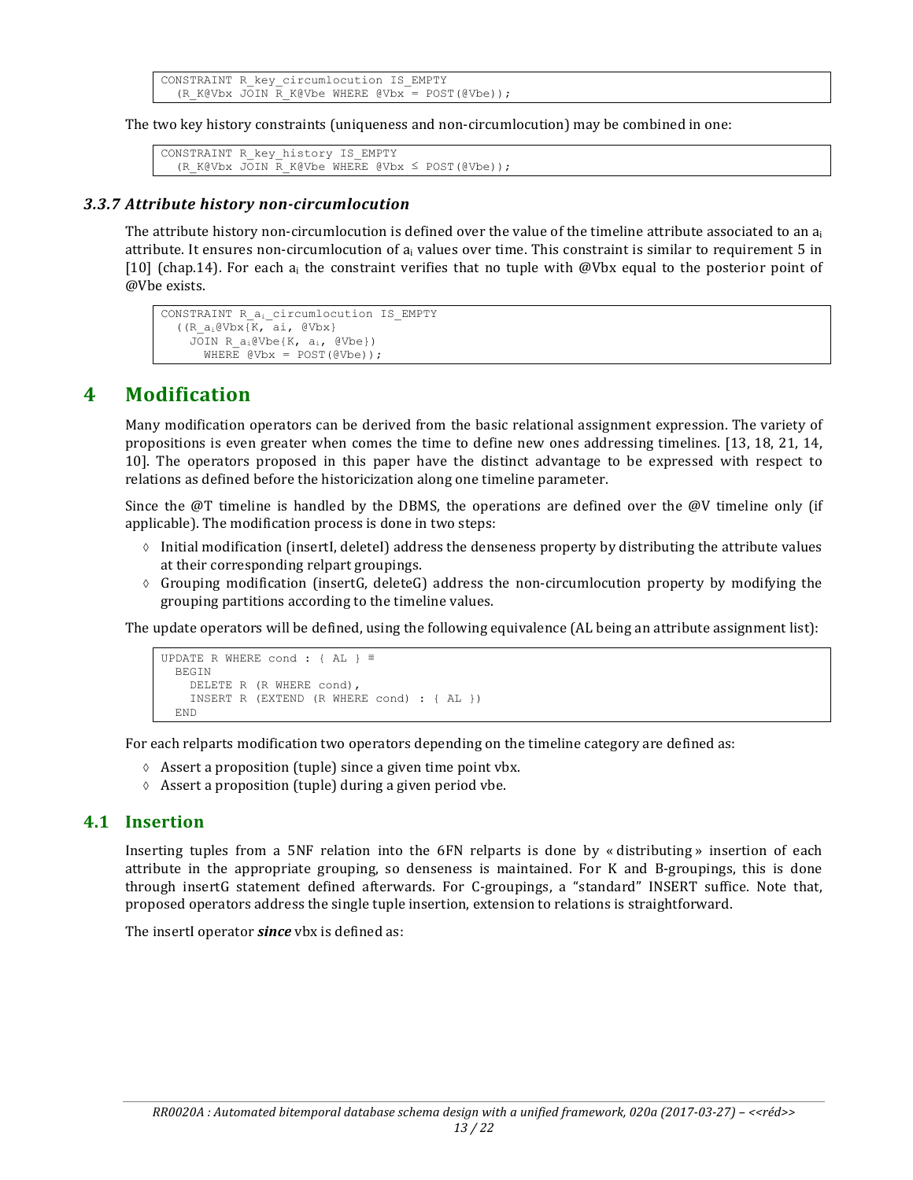```
CONSTRAINT R_key_circumlocution IS_EMPTY
  (R_K@Vbx JOIN R_K@Vbe WHERE @Vbx = POST(@Vbe));
```

The two key history constraints (uniqueness and non-circumlocution) may be combined in one:

```
CONSTRAINT R_key_history IS_EMPTY
  (R_K@Vbx JOIN R_K@Vbe WHERE @Vbx ≤ POST(@Vbe));
```

### 3.3.7 Attribute history non-circumlocution

The attribute history non-circumlocution is defined over the value of the timeline attribute associated to an $a_i$ attribute. It ensures non-circumlocution of $a_i$ values over time. This constraint is similar to requirement 5 in [10] (chap.14). For each $a_i$ the constraint verifies that no tuple with @Vbx equal to the posterior point of @Vbe exists.

```
CONSTRAINT R_ai_circumlocution IS_EMPTY
  ((R_ai@Vbx{K, ai, @Vbx}
    JOIN R_ai@Vbe{K, ai, @Vbe})
      WHERE @Vbx = POST(@Vbe));
```

# 4 Modification

Many modification operators can be derived from the basic relational assignment expression. The variety of propositions is even greater when comes the time to define new ones addressing timelines. [13, 18, 21, 14, 10]. The operators proposed in this paper have the distinct advantage to be expressed with respect to relations as defined before the historicization along one timeline parameter.

Since the @T timeline is handled by the DBMS, the operations are defined over the @V timeline only (if applicable). The modification process is done in two steps:

- ◊ Initial modification (insertI, deleteI) address the denseness property by distributing the attribute values at their corresponding relpart groupings.
- ◊ Grouping modification (insertG, deleteG) address the non-circumlocution property by modifying the grouping partitions according to the timeline values.

The update operators will be defined, using the following equivalence (AL being an attribute assignment list):

```
UPDATE R WHERE cond : { AL } ≡
  BEGIN
    DELETE R (R WHERE cond),
    INSERT R (EXTEND (R WHERE cond) : { AL })
  END
```

For each relparts modification two operators depending on the timeline category are defined as:

- ◊ Assert a proposition (tuple) since a given time point vbx.
- ◊ Assert a proposition (tuple) during a given period vbe.

## 4.1 Insertion

Inserting tuples from a 5NF relation into the 6FN relparts is done by « distributing » insertion of each attribute in the appropriate grouping, so denseness is maintained. For K and B-groupings, this is done through insertG statement defined afterwards. For C-groupings, a "standard" INSERT suffice. Note that, proposed operators address the single tuple insertion, extension to relations is straightforward.

The insertI operator ***since*** vbx is defined as: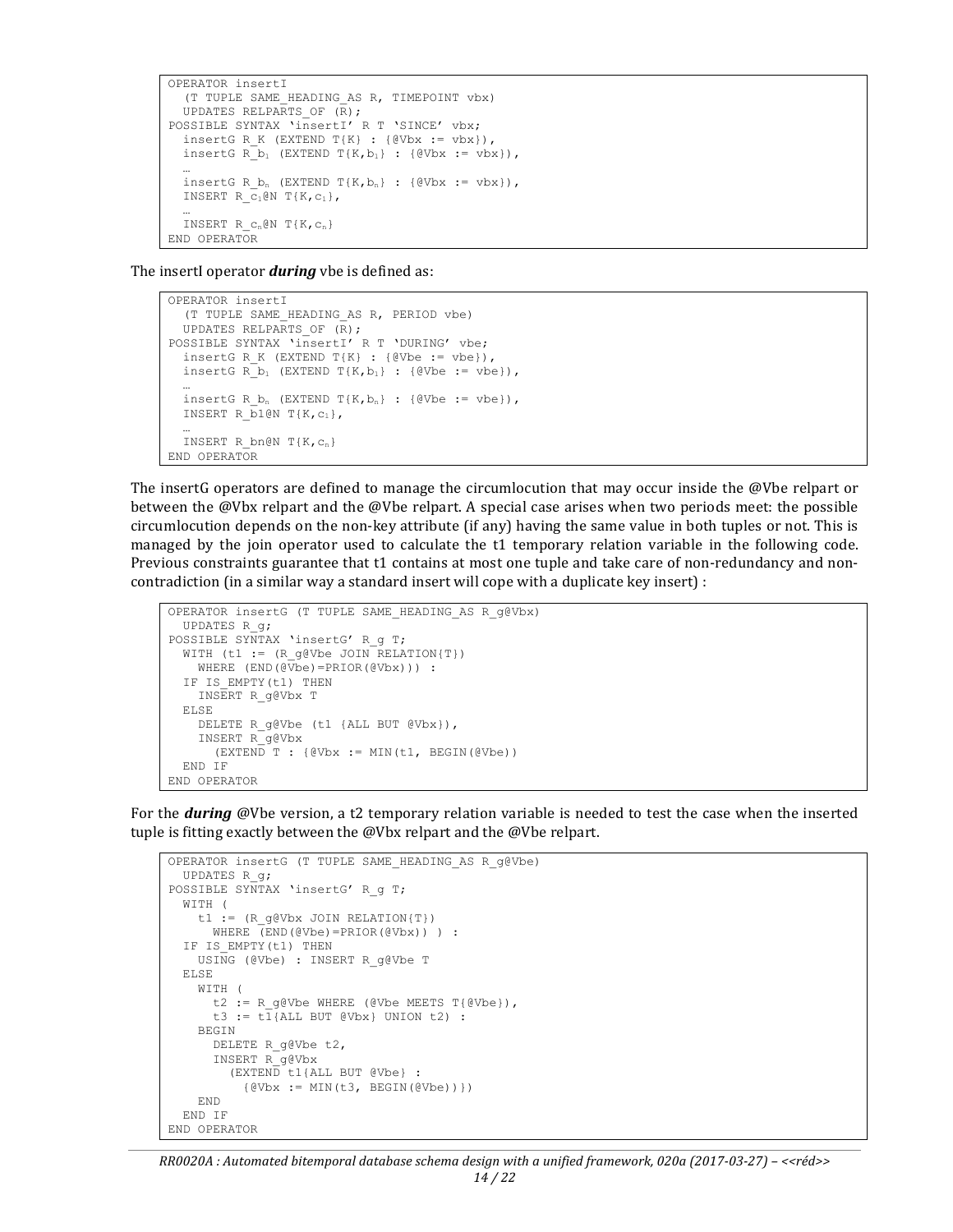```
OPERATOR insertI
  (T TUPLE SAME_HEADING_AS R, TIMEPOINT vbx)
  UPDATES RELPARTS_OF (R);
POSSIBLE SYNTAX 'insertI' R T 'SINCE' vbx;
  insertG R_K (EXTEND T{K} : {@Vbx := vbx}),
  insertG R_b1 (EXTEND T{K,b1} : {@Vbx := vbx}),
  …
  insertG R_bn (EXTEND T{K,bn} : {@Vbx := vbx}),
  INSERT R_c1@N T{K,c1},
  …
  INSERT R_cn@N T{K,cn}
END OPERATOR
```

The insertI operator ***during*** vbe is defined as:

```
OPERATOR insertI
  (T TUPLE SAME_HEADING_AS R, PERIOD vbe)
  UPDATES RELPARTS_OF (R);
POSSIBLE SYNTAX 'insertI' R T 'DURING' vbe;
  insertG R_K (EXTEND T{K} : {@Vbe := vbe}),
  insertG R_b1 (EXTEND T{K,b1} : {@Vbe := vbe}),
  …
  insertG R_bn (EXTEND T{K,bn} : {@Vbe := vbe}),
  INSERT R_b1@N T{K,c1},
  …
  INSERT R_bn@N T{K,cn}
END OPERATOR
```

The insertG operators are defined to manage the circumlocution that may occur inside the @Vbe relpart or between the @Vbx relpart and the @Vbe relpart. A special case arises when two periods meet: the possible circumlocution depends on the non-key attribute (if any) having the same value in both tuples or not. This is managed by the join operator used to calculate the t1 temporary relation variable in the following code. Previous constraints guarantee that t1 contains at most one tuple and take care of non-redundancy and non-contradiction (in a similar way a standard insert will cope with a duplicate key insert) :

```
OPERATOR insertG (T TUPLE SAME_HEADING_AS R_g@Vbx)
  UPDATES R_g;
POSSIBLE SYNTAX 'insertG' R_g T;
  WITH (t1 := (R_g@Vbe JOIN RELATION{T})
    WHERE (END(@Vbe)=PRIOR(@Vbx))) :
  IF IS_EMPTY(t1) THEN
    INSERT R_g@Vbx T
  ELSE
    DELETE R_g@Vbe (t1 {ALL BUT @Vbx}),
    INSERT R_g@Vbx
      (EXTEND T : {@Vbx := MIN(t1, BEGIN(@Vbe))
  END IF
END OPERATOR
```

For the ***during*** @Vbe version, a t2 temporary relation variable is needed to test the case when the inserted tuple is fitting exactly between the @Vbx relpart and the @Vbe relpart.

```
OPERATOR insertG (T TUPLE SAME_HEADING_AS R_g@Vbe)
  UPDATES R_g;
POSSIBLE SYNTAX 'insertG' R_g T;
  WITH (
    t1 := (R_g@Vbx JOIN RELATION{T})
      WHERE (END(@Vbe)=PRIOR(@Vbx)) ) :
  IF IS_EMPTY(t1) THEN
    USING (@Vbe) : INSERT R_g@Vbe T
  ELSE
    WITH (
      t2 := R_g@Vbe WHERE (@Vbe MEETS T{@Vbe}),
      t3 := t1{ALL BUT @Vbx} UNION t2) :
    BEGIN
      DELETE R_g@Vbe t2,
      INSERT R_g@Vbx
        (EXTEND t1{ALL BUT @Vbe} :
          {@Vbx := MIN(t3, BEGIN(@Vbe))})
    END
  END IF
END OPERATOR
```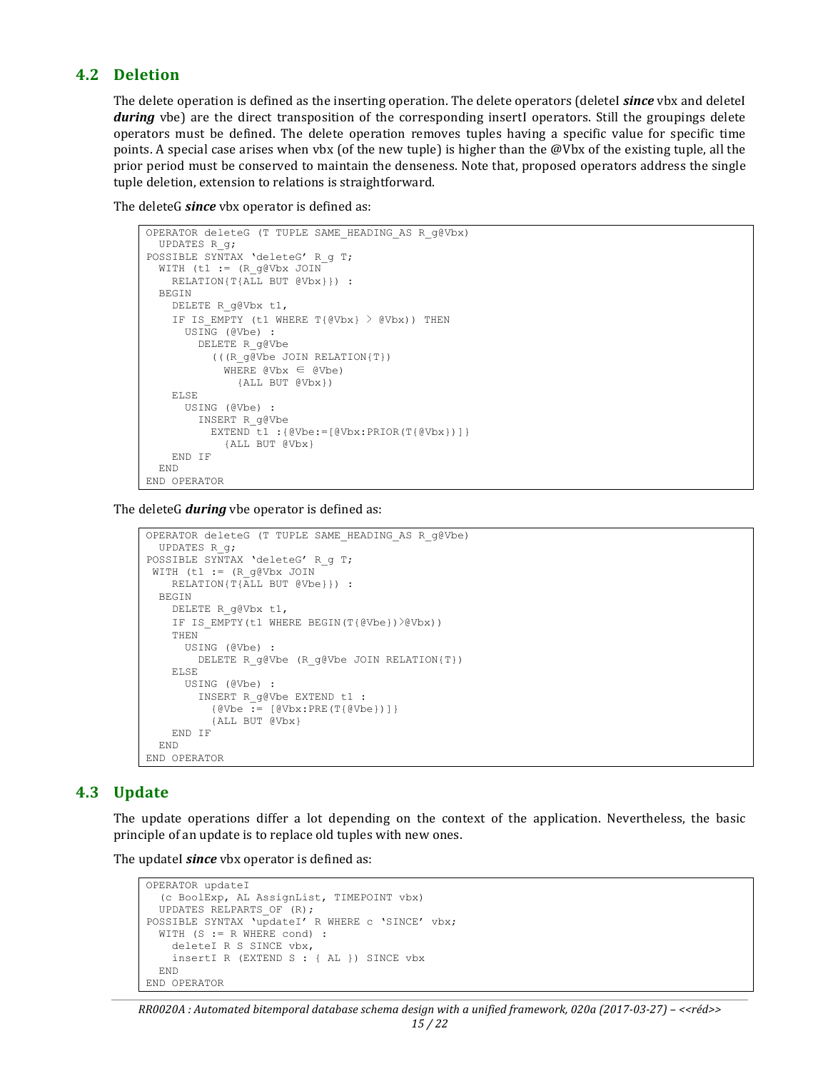## 4.2 Deletion

The delete operation is defined as the inserting operation. The delete operators (deleteI ***since*** vbx and deleteI ***during*** vbe) are the direct transposition of the corresponding insertI operators. Still the groupings delete operators must be defined. The delete operation removes tuples having a specific value for specific time points. A special case arises when vbx (of the new tuple) is higher than the @Vbx of the existing tuple, all the prior period must be conserved to maintain the denseness. Note that, proposed operators address the single tuple deletion, extension to relations is straightforward.

The deleteG ***since*** vbx operator is defined as:

```
OPERATOR deleteG (T TUPLE SAME_HEADING_AS R_g@Vbx)
  UPDATES R_g;
POSSIBLE SYNTAX 'deleteG' R_g T;
  WITH (t1 := (R_g@Vbx JOIN
    RELATION{T{ALL BUT @Vbx}}) :
  BEGIN
    DELETE R_g@Vbx t1,
    IF IS_EMPTY (t1 WHERE T{@Vbx} > @Vbx)) THEN
      USING (@Vbe) :
        DELETE R_g@Vbe
          (((R_g@Vbe JOIN RELATION{T})
            WHERE @Vbx ∈ @Vbe)
              {ALL BUT @Vbx})
    ELSE
      USING (@Vbe) :
        INSERT R_g@Vbe
          EXTEND t1 :{@Vbe:=[@Vbx:PRIOR(T{@Vbx})]}
            {ALL BUT @Vbx}
    END IF
  END
END OPERATOR
```

The deleteG ***during*** vbe operator is defined as:

```
OPERATOR deleteG (T TUPLE SAME_HEADING_AS R_g@Vbe)
  UPDATES R_g;
POSSIBLE SYNTAX 'deleteG' R_g T;
 WITH (t1 := (R_g@Vbx JOIN
    RELATION{T{ALL BUT @Vbe}}) :
  BEGIN
    DELETE R_g@Vbx t1,
    IF IS_EMPTY(t1 WHERE BEGIN(T{@Vbe})>@Vbx))
    THEN
      USING (@Vbe) :
        DELETE R_g@Vbe (R_g@Vbe JOIN RELATION{T})
    ELSE
      USING (@Vbe) :
        INSERT R_g@Vbe EXTEND t1 :
          {@Vbe := [@Vbx:PRE(T{@Vbe})]}
          {ALL BUT @Vbx}
    END IF
  END
END OPERATOR
```

## 4.3 Update

The update operations differ a lot depending on the context of the application. Nevertheless, the basic principle of an update is to replace old tuples with new ones.

The updateI ***since*** vbx operator is defined as:

```
OPERATOR updateI
  (c BoolExp, AL AssignList, TIMEPOINT vbx)
  UPDATES RELPARTS_OF (R);
POSSIBLE SYNTAX 'updateI' R WHERE c 'SINCE' vbx;
  WITH (S := R WHERE cond) :
    deleteI R S SINCE vbx,
    insertI R (EXTEND S : { AL }) SINCE vbx
  END
END OPERATOR
```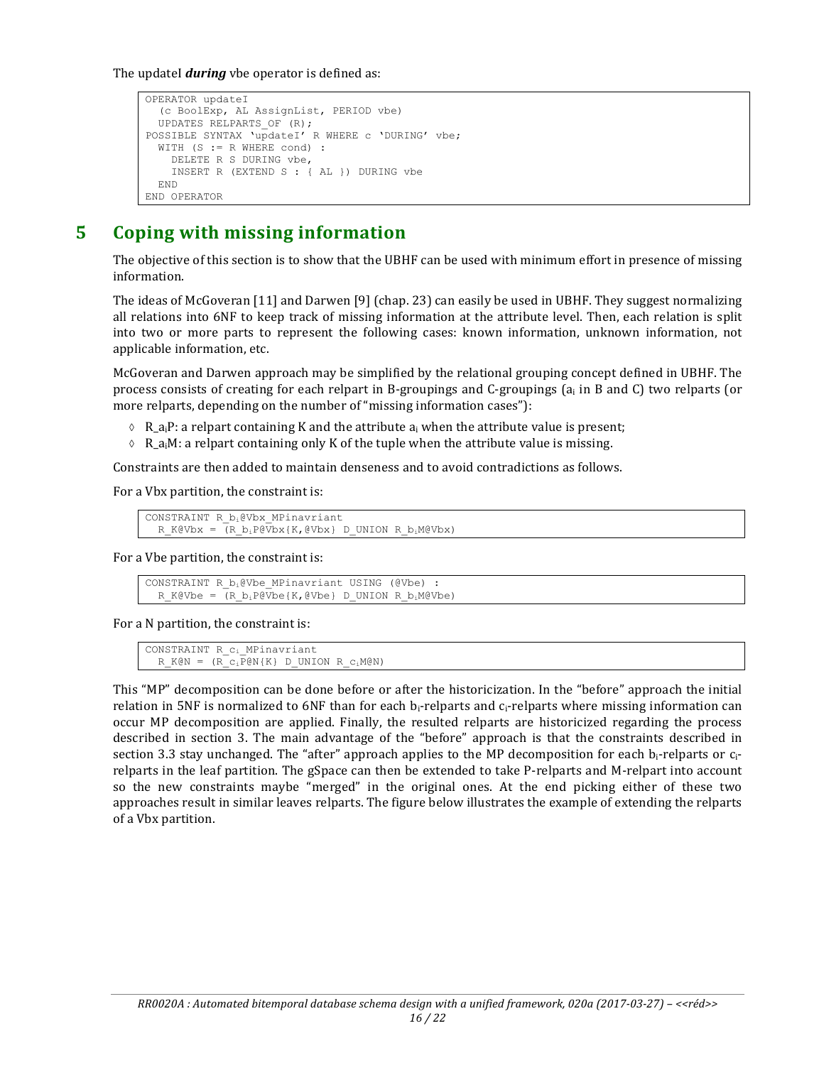The updateI ***during*** vbe operator is defined as:

```
OPERATOR updateI
  (c BoolExp, AL AssignList, PERIOD vbe)
  UPDATES RELPARTS_OF (R);
POSSIBLE SYNTAX 'updateI' R WHERE c 'DURING' vbe;
  WITH (S := R WHERE cond) :
    DELETE R S DURING vbe,
    INSERT R (EXTEND S : { AL }) DURING vbe
  END
END OPERATOR
```

# 5 Coping with missing information

The objective of this section is to show that the UBHF can be used with minimum effort in presence of missing information.

The ideas of McGoveran [11] and Darwen [9] (chap. 23) can easily be used in UBHF. They suggest normalizing all relations into 6NF to keep track of missing information at the attribute level. Then, each relation is split into two or more parts to represent the following cases: known information, unknown information, not applicable information, etc.

McGoveran and Darwen approach may be simplified by the relational grouping concept defined in UBHF. The process consists of creating for each relpart in B-groupings and C-groupings ($a_i$ in B and C) two relparts (or more relparts, depending on the number of "missing information cases"):

- ◊ R_$a_i$P: a relpart containing K and the attribute $a_i$ when the attribute value is present;
- ◊ R_$a_i$M: a relpart containing only K of the tuple when the attribute value is missing.

Constraints are then added to maintain denseness and to avoid contradictions as follows.

For a Vbx partition, the constraint is:

```
CONSTRAINT R_bi@Vbx_MPinavriant
  R_K@Vbx = (R_biP@Vbx{K,@Vbx} D_UNION R_biM@Vbx)
```

For a Vbe partition, the constraint is:

```
CONSTRAINT R_bi@Vbe_MPinavriant USING (@Vbe) :
  R_K@Vbe = (R_biP@Vbe{K,@Vbe} D_UNION R_biM@Vbe)
```

For a N partition, the constraint is:

```
CONSTRAINT R_ci_MPinavriant
  R_K@N = (R_ciP@N{K} D_UNION R_ciM@N)
```

This "MP" decomposition can be done before or after the historicization. In the "before" approach the initial relation in 5NF is normalized to 6NF than for each $b_i$-relparts and $c_i$-relparts where missing information can occur MP decomposition are applied. Finally, the resulted relparts are historicized regarding the process described in section 3. The main advantage of the "before" approach is that the constraints described in section 3.3 stay unchanged. The "after" approach applies to the MP decomposition for each $b_i$-relparts or $c_i$-relparts in the leaf partition. The gSpace can then be extended to take P-relparts and M-relpart into account so the new constraints maybe "merged" in the original ones. At the end picking either of these two approaches result in similar leaves relparts. The figure below illustrates the example of extending the relparts of a Vbx partition.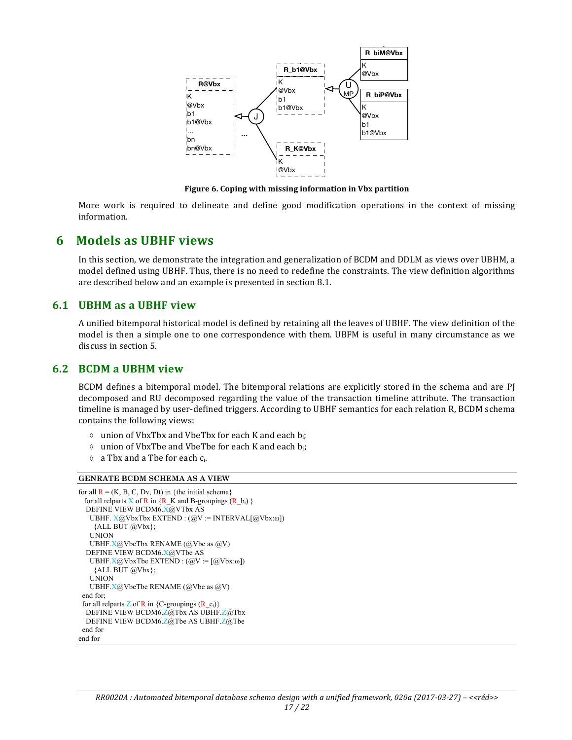**Figure 6. Coping with missing information in Vbx partition**

More work is required to delineate and define good modification operations in the context of missing information.

# 6 Models as UBHF views

In this section, we demonstrate the integration and generalization of BCDM and DDLM as views over UBHM, a model defined using UBHF. Thus, there is no need to redefine the constraints. The view definition algorithms are described below and an example is presented in section 8.1.

## 6.1 UBHM as a UBHF view

A unified bitemporal historical model is defined by retaining all the leaves of UBHF. The view definition of the model is then a simple one to one correspondence with them. UBFM is useful in many circumstance as we discuss in section 5.

## 6.2 BCDM a UBHM view

BCDM defines a bitemporal model. The bitemporal relations are explicitly stored in the schema and are PJ decomposed and RU decomposed regarding the value of the transaction timeline attribute. The transaction timeline is managed by user-defined triggers. According to UBHF semantics for each relation R, BCDM schema contains the following views:

- ◊ union of VbxTbx and VbeTbx for each K and each $b_i$;
- ◊ union of VbxTbe and VbeTbe for each K and each $b_i$;
- ◊ a Tbx and a Tbe for each $c_i$.

**GENRATE BCDM SCHEMA AS A VIEW**

```
for all R = (K, B, C, Dv, Dt) in {the initial schema}
  for all relparts X of R in {R_K and B-groupings (R_bi) }
   DEFINE VIEW BCDM6.X@VTbx AS
     UBHF. X@VbxTbx EXTEND : (@V := INTERVAL[@Vbx:ω])
       {ALL BUT @Vbx};
     UNION
     UBHF.X@VbeTbx RENAME (@Vbe as @V)
   DEFINE VIEW BCDM6.X@VTbe AS
     UBHF.X@VbxTbe EXTEND : (@V := [@Vbx:ω])
       {ALL BUT @Vbx};
     UNION
     UBHF.X@VbeTbe RENAME (@Vbe as @V)
  end for;
  for all relparts Z of R in {C-groupings (R_ci)}
   DEFINE VIEW BCDM6.Z@Tbx AS UBHF.Z@Tbx
   DEFINE VIEW BCDM6.Z@Tbe AS UBHF.Z@Tbe
  end for
end for
```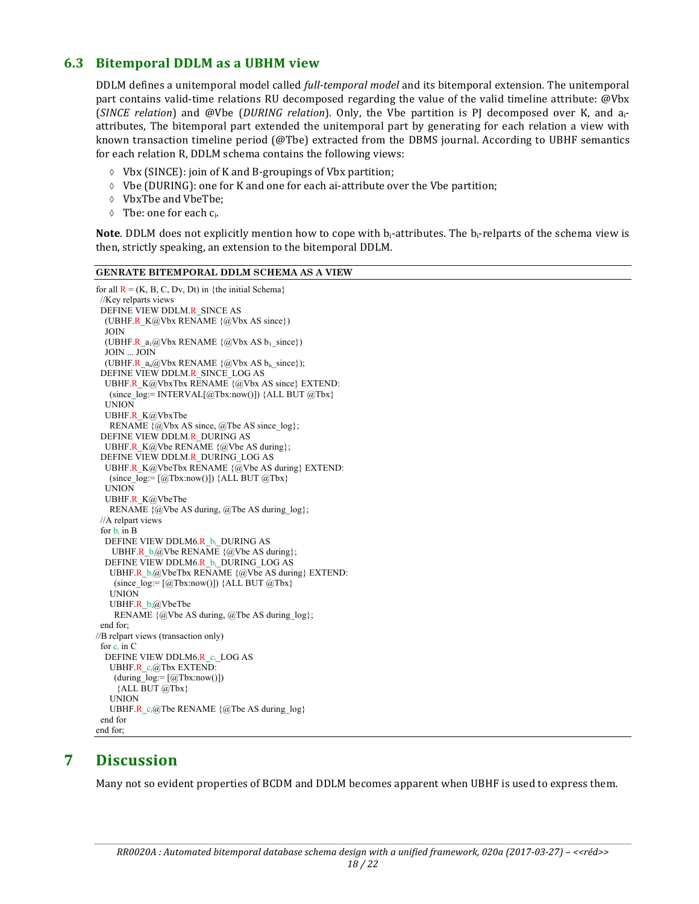## 6.3 Bitemporal DDLM as a UBHM view

DDLM defines a unitemporal model called *full-temporal model* and its bitemporal extension. The unitemporal part contains valid-time relations RU decomposed regarding the value of the valid timeline attribute: @Vbx (*SINCE relation*) and @Vbe (*DURING relation*). Only, the Vbe partition is PJ decomposed over K, and $a_i$-attributes, The bitemporal part extended the unitemporal part by generating for each relation a view with known transaction timeline period (@Tbe) extracted from the DBMS journal. According to UBHF semantics for each relation R, DDLM schema contains the following views:

- Vbx (SINCE): join of K and B-groupings of Vbx partition;
- Vbe (DURING): one for K and one for each ai-attribute over the Vbe partition;
- VbxTbe and VbeTbe;
- Tbe: one for each $c_i$.

**Note**. DDLM does not explicitly mention how to cope with $b_i$-attributes. The $b_i$-relparts of the schema view is then, strictly speaking, an extension to the bitemporal DDLM.

**GENRATE BITEMPORAL DDLM SCHEMA AS A VIEW**

```
for all R = (K, B, C, Dv, Dt) in {the initial Schema}
  //Key relparts views
  DEFINE VIEW DDLM.R_SINCE AS
    (UBHF.R_K@Vbx RENAME {@Vbx AS since})
    JOIN
    (UBHF.R_a1@Vbx RENAME {@Vbx AS b1_since})
    JOIN ... JOIN
    (UBHF.R_an@Vbx RENAME {@Vbx AS bn_since});
  DEFINE VIEW DDLM.R_SINCE_LOG AS
    UBHF.R_K@VbxTbx RENAME {@Vbx AS since} EXTEND:
      (since_log:= INTERVAL[@Tbx:now()]) {ALL BUT @Tbx}
    UNION
    UBHF.R_K@VbxTbe
      RENAME {@Vbx AS since, @Tbe AS since_log};
  DEFINE VIEW DDLM.R_DURING AS
    UBHF.R_K@Vbe RENAME {@Vbe AS during};
  DEFINE VIEW DDLM.R_DURING_LOG AS
    UBHF.R_K@VbeTbx RENAME {@Vbe AS during} EXTEND:
      (since_log:= [@Tbx:now()]) {ALL BUT @Tbx}
    UNION
    UBHF.R_K@VbeTbe
      RENAME {@Vbe AS during, @Tbe AS during_log};
  //A relpart views
  for bi in B
    DEFINE VIEW DDLM6.R_bi_DURING AS
      UBHF.R_bi@Vbe RENAME {@Vbe AS during};
    DEFINE VIEW DDLM6.R_bi_DURING_LOG AS
      UBHF.R_bi@VbeTbx RENAME {@Vbe AS during} EXTEND:
        (since_log:= [@Tbx:now()]) {ALL BUT @Tbx}
      UNION
      UBHF.R_bi@VbeTbe
        RENAME {@Vbe AS during, @Tbe AS during_log};
  end for;
//B relpart views (transaction only)
  for ci in C
    DEFINE VIEW DDLM6.R_ci_LOG AS
      UBHF.R_ci@Tbx EXTEND:
        (during_log:= [@Tbx:now()])
          {ALL BUT @Tbx}
      UNION
      UBHF.R_ci@Tbe RENAME {@Tbe AS during_log}
  end for
end for;
```

# 7 Discussion

Many not so evident properties of BCDM and DDLM becomes apparent when UBHF is used to express them.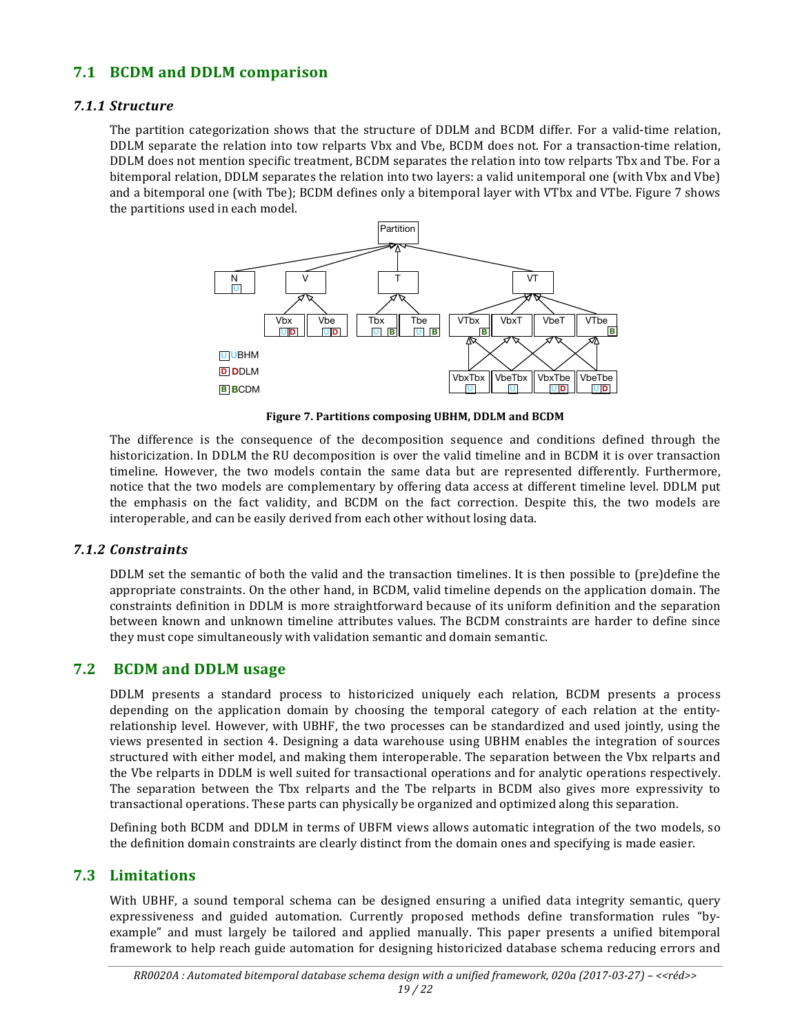## 7.1 BCDM and DDLM comparison

### *7.1.1 Structure*

The partition categorization shows that the structure of DDLM and BCDM differ. For a valid-time relation, DDLM separate the relation into tow relparts Vbx and Vbe, BCDM does not. For a transaction-time relation, DDLM does not mention specific treatment, BCDM separates the relation into tow relparts Tbx and Tbe. For a bitemporal relation, DDLM separates the relation into two layers: a valid unitemporal one (with Vbx and Vbe) and a bitemporal one (with Tbe); BCDM defines only a bitemporal layer with VTbx and VTbe. Figure 7 shows the partitions used in each model.

**Figure 7. Partitions composing UBHM, DDLM and BCDM**

The difference is the consequence of the decomposition sequence and conditions defined through the historicization. In DDLM the RU decomposition is over the valid timeline and in BCDM it is over transaction timeline. However, the two models contain the same data but are represented differently. Furthermore, notice that the two models are complementary by offering data access at different timeline level. DDLM put the emphasis on the fact validity, and BCDM on the fact correction. Despite this, the two models are interoperable, and can be easily derived from each other without losing data.

### *7.1.2 Constraints*

DDLM set the semantic of both the valid and the transaction timelines. It is then possible to (pre)define the appropriate constraints. On the other hand, in BCDM, valid timeline depends on the application domain. The constraints definition in DDLM is more straightforward because of its uniform definition and the separation between known and unknown timeline attributes values. The BCDM constraints are harder to define since they must cope simultaneously with validation semantic and domain semantic.

## 7.2 BCDM and DDLM usage

DDLM presents a standard process to historicized uniquely each relation, BCDM presents a process depending on the application domain by choosing the temporal category of each relation at the entity-relationship level. However, with UBHF, the two processes can be standardized and used jointly, using the views presented in section 4. Designing a data warehouse using UBHM enables the integration of sources structured with either model, and making them interoperable. The separation between the Vbx relparts and the Vbe relparts in DDLM is well suited for transactional operations and for analytic operations respectively. The separation between the Tbx relparts and the Tbe relparts in BCDM also gives more expressivity to transactional operations. These parts can physically be organized and optimized along this separation.

Defining both BCDM and DDLM in terms of UBFM views allows automatic integration of the two models, so the definition domain constraints are clearly distinct from the domain ones and specifying is made easier.

## 7.3 Limitations

With UBHF, a sound temporal schema can be designed ensuring a unified data integrity semantic, query expressiveness and guided automation. Currently proposed methods define transformation rules "by-example" and must largely be tailored and applied manually. This paper presents a unified bitemporal framework to help reach guide automation for designing historicized database schema reducing errors and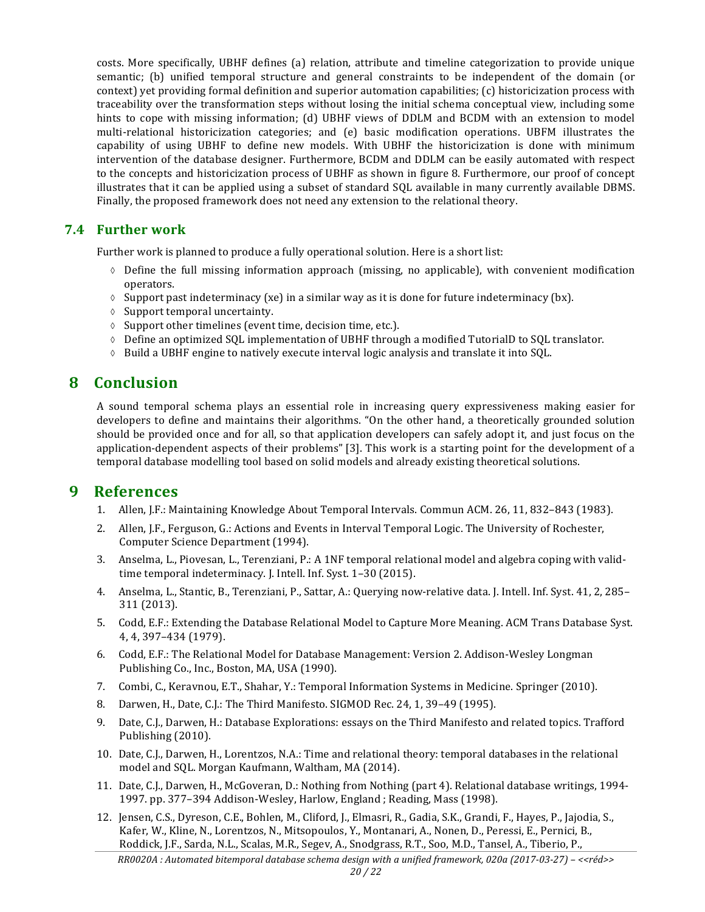costs. More specifically, UBHF defines (a) relation, attribute and timeline categorization to provide unique semantic; (b) unified temporal structure and general constraints to be independent of the domain (or context) yet providing formal definition and superior automation capabilities; (c) historicization process with traceability over the transformation steps without losing the initial schema conceptual view, including some hints to cope with missing information; (d) UBHF views of DDLM and BCDM with an extension to model multi-relational historicization categories; and (e) basic modification operations. UBFM illustrates the capability of using UBHF to define new models. With UBHF the historicization is done with minimum intervention of the database designer. Furthermore, BCDM and DDLM can be easily automated with respect to the concepts and historicization process of UBHF as shown in figure 8. Furthermore, our proof of concept illustrates that it can be applied using a subset of standard SQL available in many currently available DBMS. Finally, the proposed framework does not need any extension to the relational theory.

## 7.4 Further work

Further work is planned to produce a fully operational solution. Here is a short list:

- Define the full missing information approach (missing, no applicable), with convenient modification operators.
- Support past indeterminacy (xe) in a similar way as it is done for future indeterminacy (bx).
- Support temporal uncertainty.
- Support other timelines (event time, decision time, etc.).
- Define an optimized SQL implementation of UBHF through a modified TutorialD to SQL translator.
- Build a UBHF engine to natively execute interval logic analysis and translate it into SQL.

# 8 Conclusion

A sound temporal schema plays an essential role in increasing query expressiveness making easier for developers to define and maintains their algorithms. "On the other hand, a theoretically grounded solution should be provided once and for all, so that application developers can safely adopt it, and just focus on the application-dependent aspects of their problems" [3]. This work is a starting point for the development of a temporal database modelling tool based on solid models and already existing theoretical solutions.

# 9 References

1. Allen, J.F.: Maintaining Knowledge About Temporal Intervals. Commun ACM. 26, 11, 832–843 (1983).
2. Allen, J.F., Ferguson, G.: Actions and Events in Interval Temporal Logic. The University of Rochester, Computer Science Department (1994).
3. Anselma, L., Piovesan, L., Terenziani, P.: A 1NF temporal relational model and algebra coping with valid-time temporal indeterminacy. J. Intell. Inf. Syst. 1–30 (2015).
4. Anselma, L., Stantic, B., Terenziani, P., Sattar, A.: Querying now-relative data. J. Intell. Inf. Syst. 41, 2, 285–311 (2013).
5. Codd, E.F.: Extending the Database Relational Model to Capture More Meaning. ACM Trans Database Syst. 4, 4, 397–434 (1979).
6. Codd, E.F.: The Relational Model for Database Management: Version 2. Addison-Wesley Longman Publishing Co., Inc., Boston, MA, USA (1990).
7. Combi, C., Keravnou, E.T., Shahar, Y.: Temporal Information Systems in Medicine. Springer (2010).
8. Darwen, H., Date, C.J.: The Third Manifesto. SIGMOD Rec. 24, 1, 39–49 (1995).
9. Date, C.J., Darwen, H.: Database Explorations: essays on the Third Manifesto and related topics. Trafford Publishing (2010).
10. Date, C.J., Darwen, H., Lorentzos, N.A.: Time and relational theory: temporal databases in the relational model and SQL. Morgan Kaufmann, Waltham, MA (2014).
11. Date, C.J., Darwen, H., McGoveran, D.: Nothing from Nothing (part 4). Relational database writings, 1994-1997. pp. 377–394 Addison-Wesley, Harlow, England ; Reading, Mass (1998).
12. Jensen, C.S., Dyreson, C.E., Bohlen, M., Cliford, J., Elmasri, R., Gadia, S.K., Grandi, F., Hayes, P., Jajodia, S., Kafer, W., Kline, N., Lorentzos, N., Mitsopoulos, Y., Montanari, A., Nonen, D., Peressi, E., Pernici, B., Roddick, J.F., Sarda, N.L., Scalas, M.R., Segev, A., Snodgrass, R.T., Soo, M.D., Tansel, A., Tiberio, P.,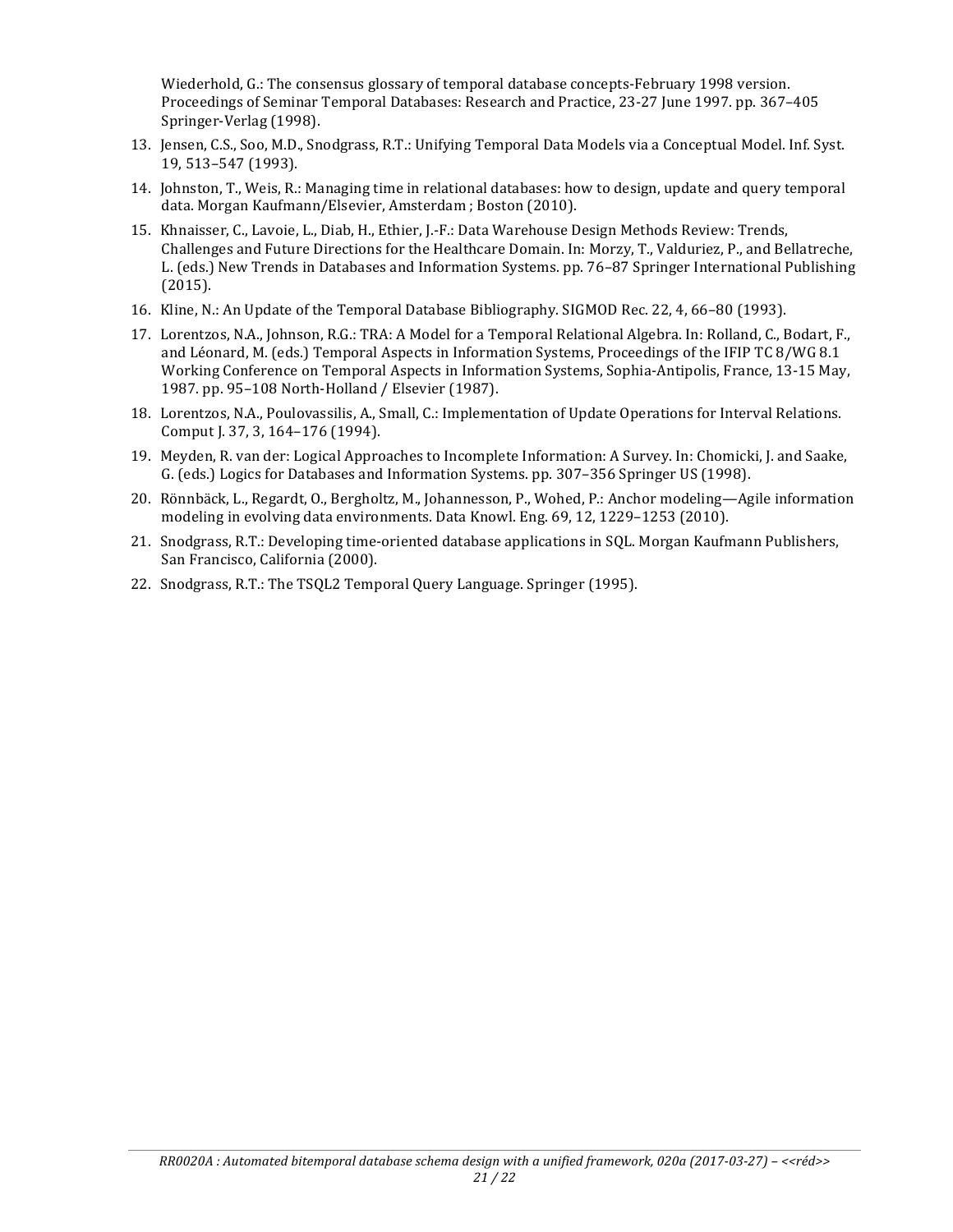Wiederhold, G.: The consensus glossary of temporal database concepts-February 1998 version. Proceedings of Seminar Temporal Databases: Research and Practice, 23-27 June 1997. pp. 367–405 Springer-Verlag (1998).

13. Jensen, C.S., Soo, M.D., Snodgrass, R.T.: Unifying Temporal Data Models via a Conceptual Model. Inf. Syst. 19, 513–547 (1993).
14. Johnston, T., Weis, R.: Managing time in relational databases: how to design, update and query temporal data. Morgan Kaufmann/Elsevier, Amsterdam ; Boston (2010).
15. Khnaisser, C., Lavoie, L., Diab, H., Ethier, J.-F.: Data Warehouse Design Methods Review: Trends, Challenges and Future Directions for the Healthcare Domain. In: Morzy, T., Valduriez, P., and Bellatreche, L. (eds.) New Trends in Databases and Information Systems. pp. 76–87 Springer International Publishing (2015).
16. Kline, N.: An Update of the Temporal Database Bibliography. SIGMOD Rec. 22, 4, 66–80 (1993).
17. Lorentzos, N.A., Johnson, R.G.: TRA: A Model for a Temporal Relational Algebra. In: Rolland, C., Bodart, F., and Léonard, M. (eds.) Temporal Aspects in Information Systems, Proceedings of the IFIP TC 8/WG 8.1 Working Conference on Temporal Aspects in Information Systems, Sophia-Antipolis, France, 13-15 May, 1987. pp. 95–108 North-Holland / Elsevier (1987).
18. Lorentzos, N.A., Poulovassilis, A., Small, C.: Implementation of Update Operations for Interval Relations. Comput J. 37, 3, 164–176 (1994).
19. Meyden, R. van der: Logical Approaches to Incomplete Information: A Survey. In: Chomicki, J. and Saake, G. (eds.) Logics for Databases and Information Systems. pp. 307–356 Springer US (1998).
20. Rönnbäck, L., Regardt, O., Bergholtz, M., Johannesson, P., Wohed, P.: Anchor modeling—Agile information modeling in evolving data environments. Data Knowl. Eng. 69, 12, 1229–1253 (2010).
21. Snodgrass, R.T.: Developing time-oriented database applications in SQL. Morgan Kaufmann Publishers, San Francisco, California (2000).
22. Snodgrass, R.T.: The TSQL2 Temporal Query Language. Springer (1995).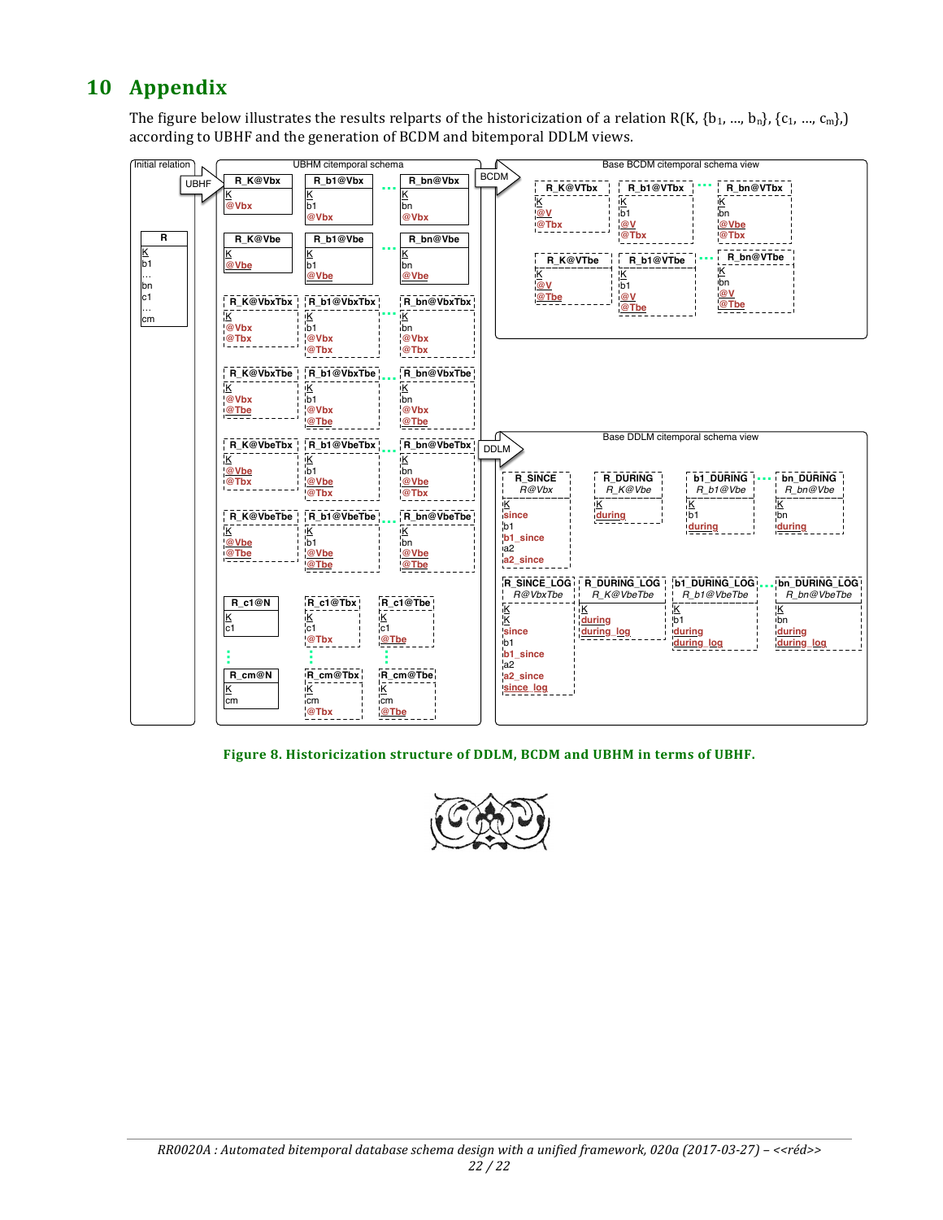# 10 Appendix

The figure below illustrates the results relparts of the historicization of a relation R(K, {$b_1$, ..., $b_n$}, {$c_1$, ..., $c_m$},) according to UBHF and the generation of BCDM and bitemporal DDLM views.

Initial relation

UBHF

UBHM citemporal schema

BCDM

Base BCDM citemporal schema view

DDLM

Base DDLM citemporal schema view

R
K
b1
...
bn
c1
...
cm

R_K@Vbx
K
@Vbx

R_b1@Vbx
K
b1
@Vbx

R_bn@Vbx
K
bn
@Vbx

R_K@Vbe
K
@Vbe

R_b1@Vbe
K
b1
@Vbe

R_bn@Vbe
K
bn
@Vbe

R_K@VbxTbx
K
@Vbx
@Tbx

R_b1@VbxTbx
K
b1
@Vbx
@Tbx

R_bn@VbxTbx
K
bn
@Vbx
@Tbx

R_K@VbxTbe
K
@Vbx
@Tbe

R_b1@VbxTbe
K
b1
@Vbx
@Tbe

R_bn@VbxTbe
K
bn
@Vbx
@Tbe

R_K@VbeTbx
K
@Vbe
@Tbx

R_b1@VbeTbx
K
b1
@Vbe
@Tbx

R_bn@VbeTbx
K
bn
@Vbe
@Tbx

R_K@VbeTbe
K
@Vbe
@Tbe

R_b1@VbeTbe
K
b1
@Vbe
@Tbe

R_bn@VbeTbe
K
bn
@Vbe
@Tbe

R_c1@N
K
c1

R_c1@Tbx
K
c1
@Tbx

R_c1@Tbe
K
c1
@Tbe

R_cm@N
K
cm

R_cm@Tbx
K
cm
@Tbx

R_cm@Tbe
K
cm
@Tbe

R_K@VTbx
K
@V
@Tbx

R_b1@VTbx
K
b1
@V
@Tbx

R_bn@VTbx
K
bn
@Vbe
@Tbx

R_K@VTbe
K
@V
@Tbe

R_b1@VTbe
K
b1
@V
@Tbe

R_bn@VTbe
K
bn
@V
@Tbe

R_SINCE
R@Vbx
K
since
b1
b1_since
a2
a2_since

R_DURING
R_K@Vbe
K
during

b1_DURING
R_b1@Vbe
K
b1
during

bn_DURING
R_bn@Vbe
K
bn
during

R_SINCE_LOG
R@VbxTbe
K
K
since
b1
b1_since
a2
a2_since
since_log

R_DURING_LOG
R_K@VbeTbe
K
during
during_log

b1_DURING_LOG
R_b1@VbeTbe
K
b1
during
during_log

bn_DURING_LOG
R_bn@VbeTbe
K
bn
during
during_log

**Figure 8. Historicization structure of DDLM, BCDM and UBHM in terms of UBHF.**